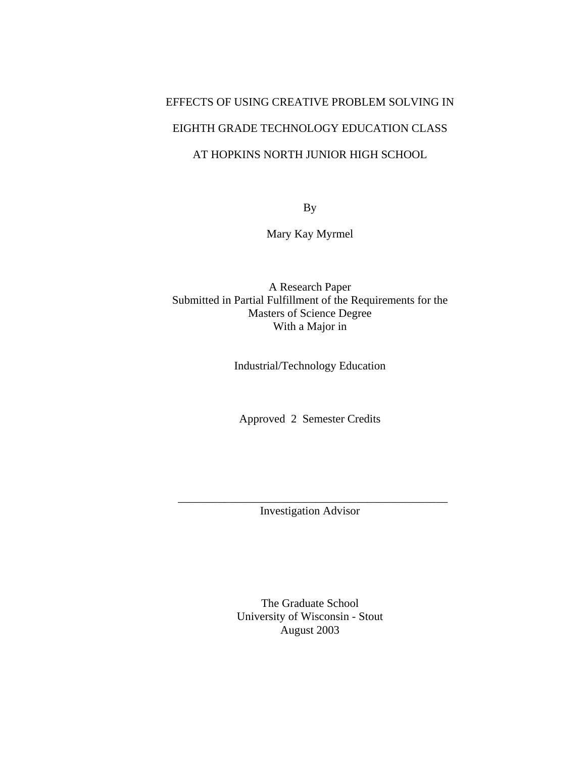# EFFECTS OF USING CREATIVE PROBLEM SOLVING IN EIGHTH GRADE TECHNOLOGY EDUCATION CLASS AT HOPKINS NORTH JUNIOR HIGH SCHOOL

By

Mary Kay Myrmel

A Research Paper
Submitted in Partial Fulfillment of the Requirements for the
Masters of Science Degree
With a Major in

Industrial/Technology Education

Approved 2 Semester Credits

_______________________________________________
Investigation Advisor

The Graduate School
University of Wisconsin - Stout
August 2003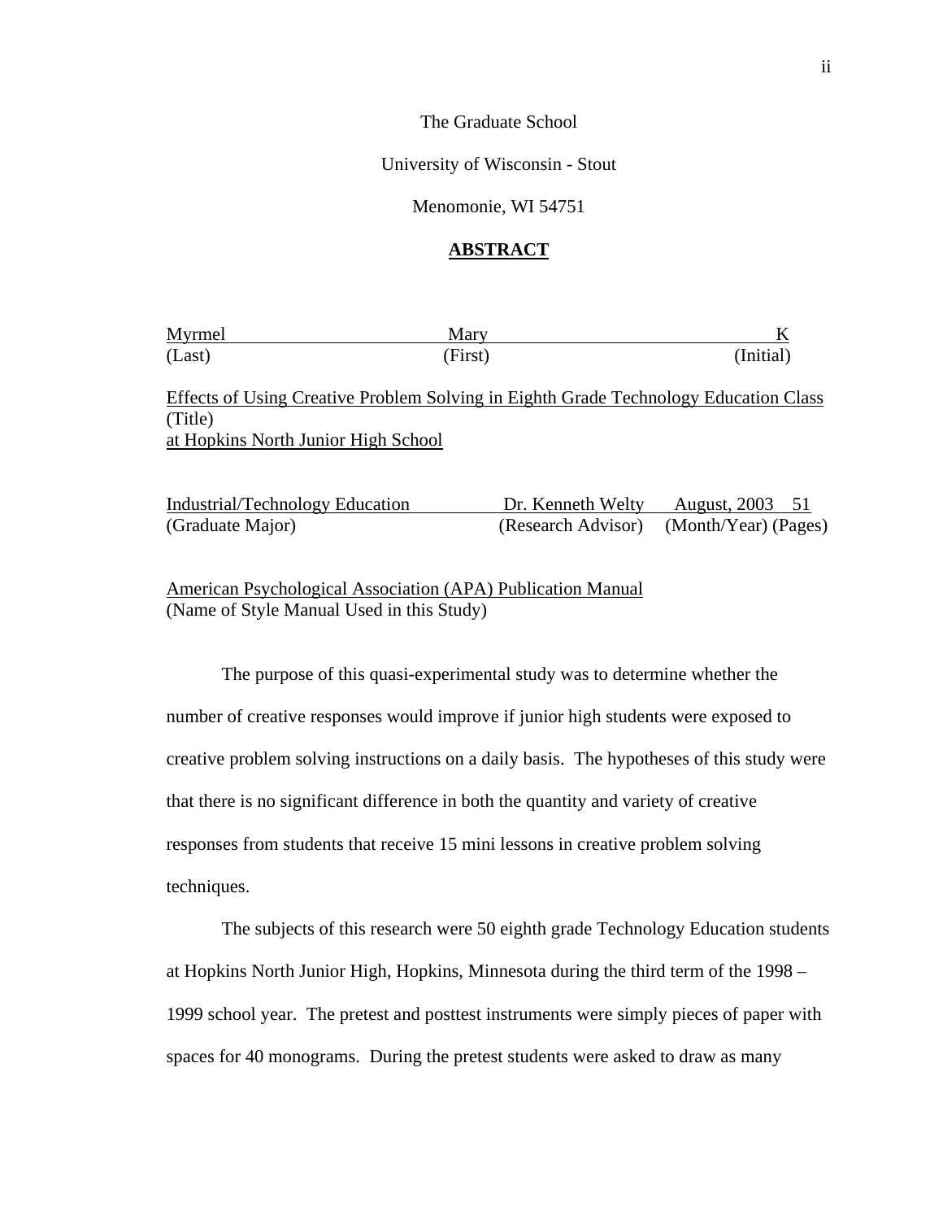The Graduate School

University of Wisconsin - Stout

Menomonie, WI 54751

## **ABSTRACT**

| Myrmel | Mary | K |
|---|---|---|
| (Last) | (First) | (Initial) |

Effects of Using Creative Problem Solving in Eighth Grade Technology Education Class at Hopkins North Junior High School
(Title)

| Industrial/Technology Education | Dr. Kenneth Welty | August, 2003 | 51 |
|---|---|---|---|
| (Graduate Major) | (Research Advisor) | (Month/Year) | (Pages) |

American Psychological Association (APA) Publication Manual
(Name of Style Manual Used in this Study)

The purpose of this quasi-experimental study was to determine whether the number of creative responses would improve if junior high students were exposed to creative problem solving instructions on a daily basis. The hypotheses of this study were that there is no significant difference in both the quantity and variety of creative responses from students that receive 15 mini lessons in creative problem solving techniques.

The subjects of this research were 50 eighth grade Technology Education students at Hopkins North Junior High, Hopkins, Minnesota during the third term of the 1998 – 1999 school year. The pretest and posttest instruments were simply pieces of paper with spaces for 40 monograms. During the pretest students were asked to draw as many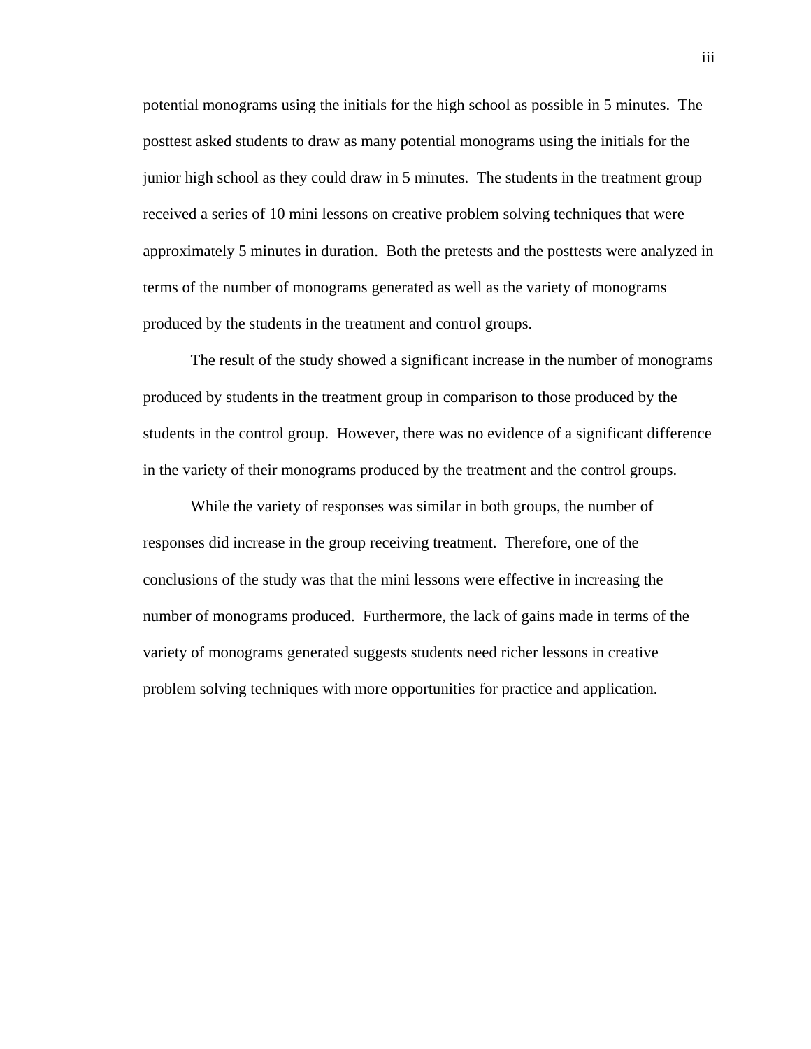potential monograms using the initials for the high school as possible in 5 minutes. The posttest asked students to draw as many potential monograms using the initials for the junior high school as they could draw in 5 minutes. The students in the treatment group received a series of 10 mini lessons on creative problem solving techniques that were approximately 5 minutes in duration. Both the pretests and the posttests were analyzed in terms of the number of monograms generated as well as the variety of monograms produced by the students in the treatment and control groups.

The result of the study showed a significant increase in the number of monograms produced by students in the treatment group in comparison to those produced by the students in the control group. However, there was no evidence of a significant difference in the variety of their monograms produced by the treatment and the control groups.

While the variety of responses was similar in both groups, the number of responses did increase in the group receiving treatment. Therefore, one of the conclusions of the study was that the mini lessons were effective in increasing the number of monograms produced. Furthermore, the lack of gains made in terms of the variety of monograms generated suggests students need richer lessons in creative problem solving techniques with more opportunities for practice and application.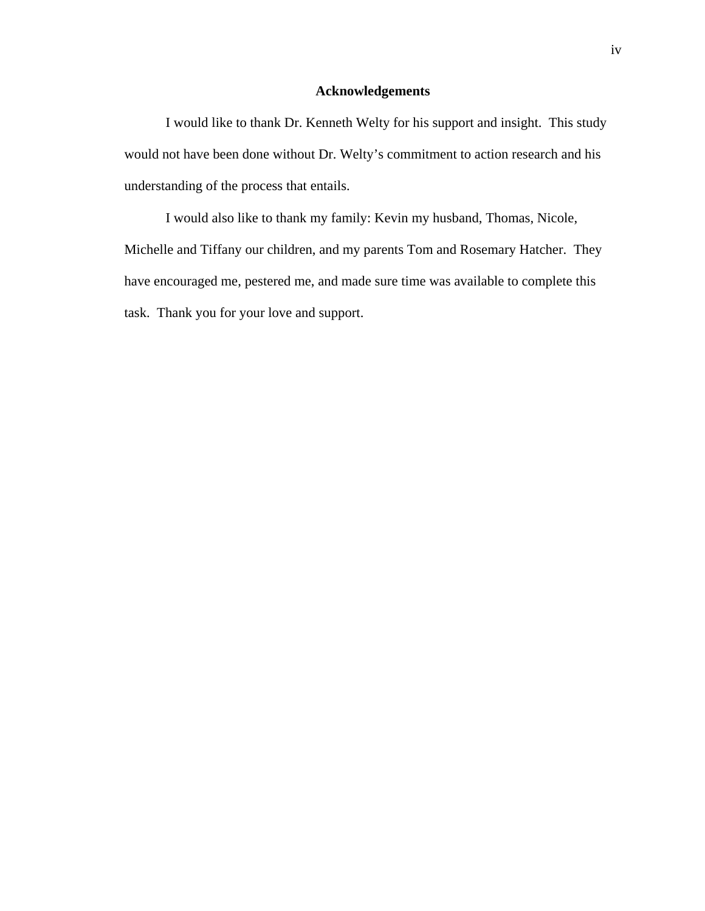# Acknowledgements

I would like to thank Dr. Kenneth Welty for his support and insight. This study would not have been done without Dr. Welty's commitment to action research and his understanding of the process that entails.

I would also like to thank my family: Kevin my husband, Thomas, Nicole, Michelle and Tiffany our children, and my parents Tom and Rosemary Hatcher. They have encouraged me, pestered me, and made sure time was available to complete this task. Thank you for your love and support.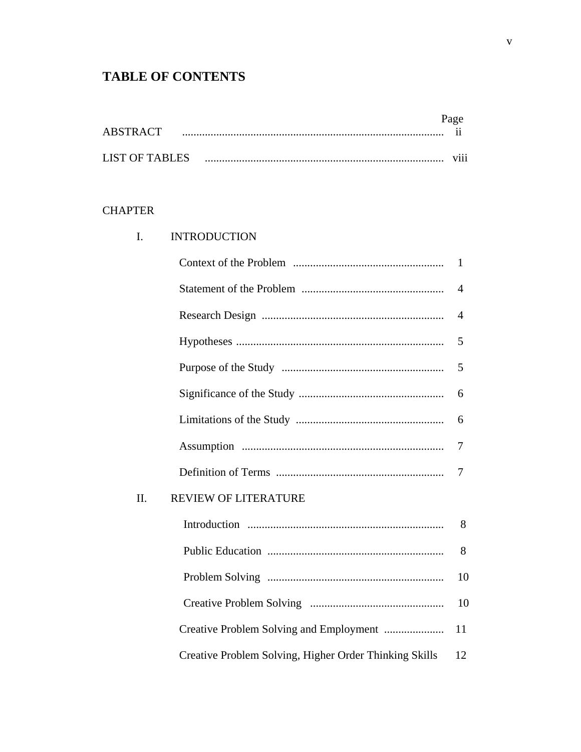# TABLE OF CONTENTS

| | Page |
|---|---|
| ABSTRACT | ii |
| LIST OF TABLES | viii |

CHAPTER

| | | Page |
|---|---|---|
| I. | INTRODUCTION | |
| | Context of the Problem | 1 |
| | Statement of the Problem | 4 |
| | Research Design | 4 |
| | Hypotheses | 5 |
| | Purpose of the Study | 5 |
| | Significance of the Study | 6 |
| | Limitations of the Study | 6 |
| | Assumption | 7 |
| | Definition of Terms | 7 |
| II. | REVIEW OF LITERATURE | |
| | Introduction | 8 |
| | Public Education | 8 |
| | Problem Solving | 10 |
| | Creative Problem Solving | 10 |
| | Creative Problem Solving and Employment | 11 |
| | Creative Problem Solving, Higher Order Thinking Skills | 12 |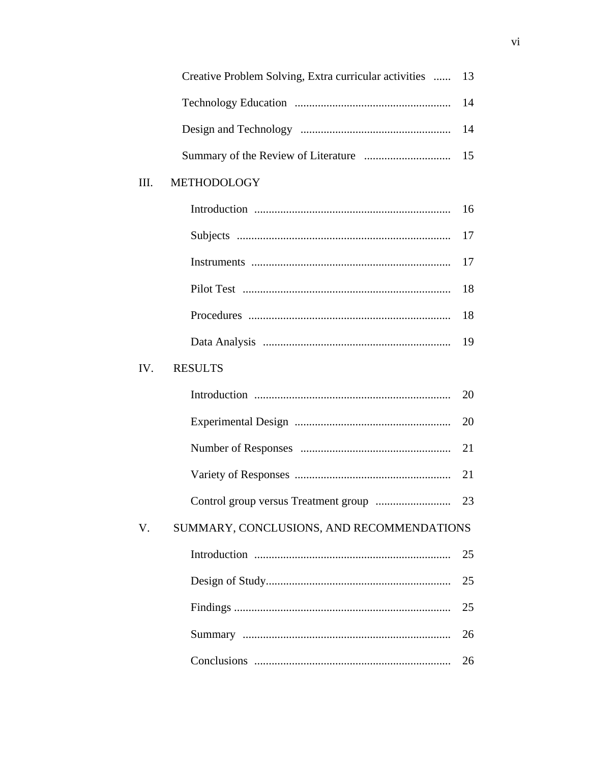Creative Problem Solving, Extra curricular activities ...... 13

Technology Education ...................................................... 14

Design and Technology .................................................... 14

Summary of the Review of Literature .............................. 15

III. METHODOLOGY

Introduction .................................................................... 16

Subjects .......................................................................... 17

Instruments ..................................................................... 17

Pilot Test ......................................................................... 18

Procedures ...................................................................... 18

Data Analysis ................................................................. 19

IV. RESULTS

Introduction .................................................................... 20

Experimental Design ...................................................... 20

Number of Responses .................................................... 21

Variety of Responses ...................................................... 21

Control group versus Treatment group .......................... 23

V. SUMMARY, CONCLUSIONS, AND RECOMMENDATIONS

Introduction .................................................................... 25

Design of Study............................................................... 25

Findings .......................................................................... 25

Summary ........................................................................ 26

Conclusions .................................................................... 26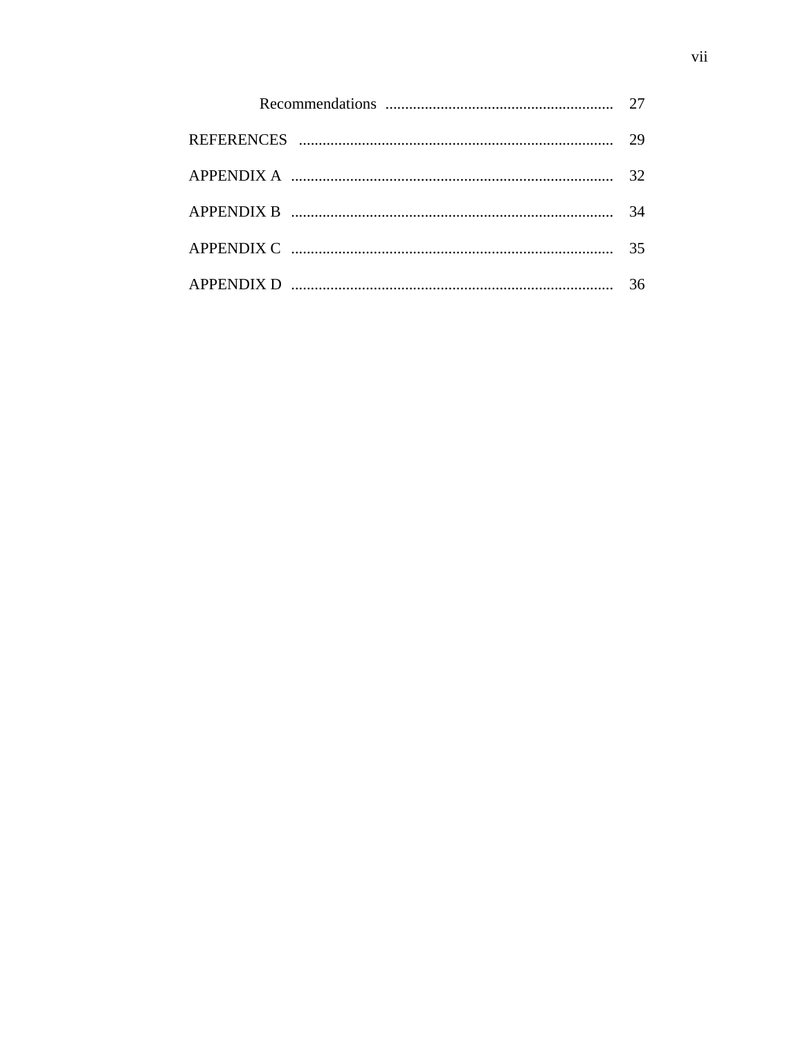| | |
|---|---|
| Recommendations | 27 |
| REFERENCES | 29 |
| APPENDIX A | 32 |
| APPENDIX B | 34 |
| APPENDIX C | 35 |
| APPENDIX D | 36 |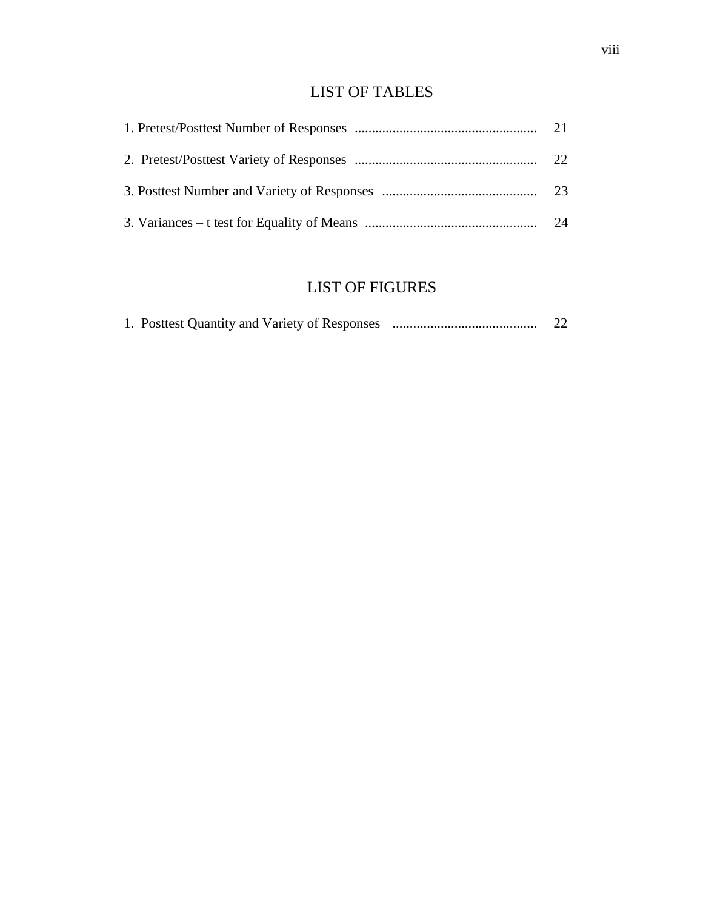# LIST OF TABLES

1. Pretest/Posttest Number of Responses ..................................................... 21

2. Pretest/Posttest Variety of Responses ..................................................... 22

3. Posttest Number and Variety of Responses ............................................. 23

3. Variances – t test for Equality of Means .................................................. 24

# LIST OF FIGURES

1. Posttest Quantity and Variety of Responses ........................................... 22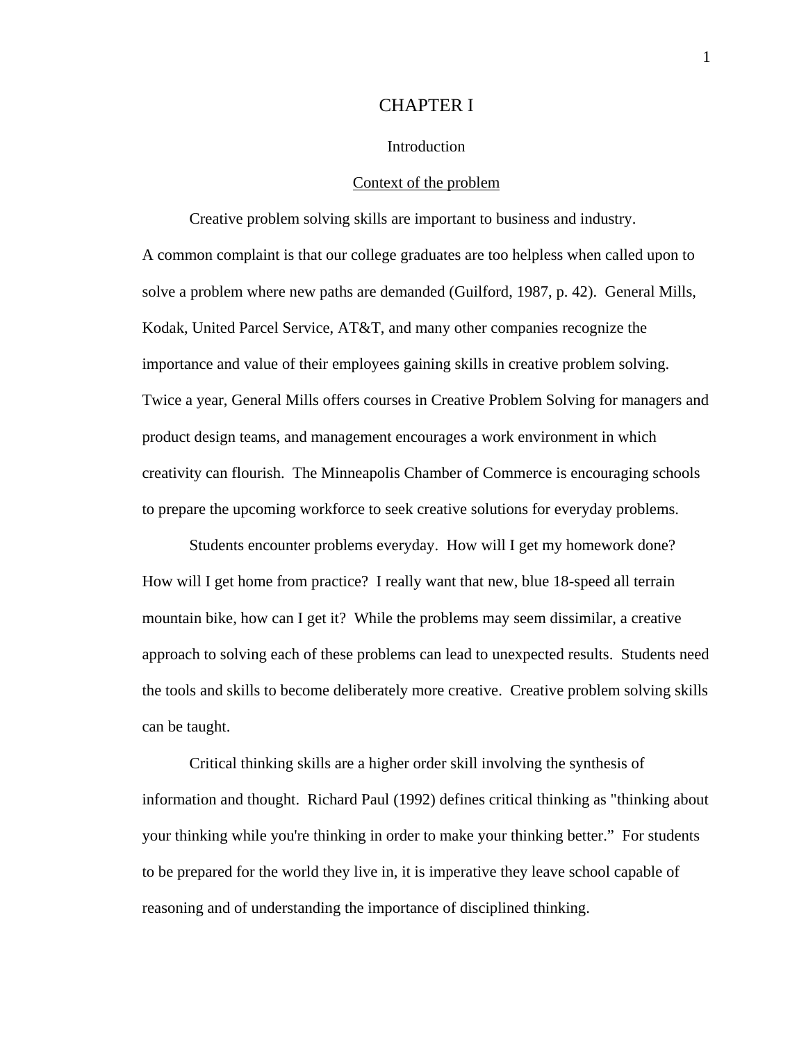# CHAPTER I

## Introduction

### Context of the problem

Creative problem solving skills are important to business and industry. A common complaint is that our college graduates are too helpless when called upon to solve a problem where new paths are demanded (Guilford, 1987, p. 42). General Mills, Kodak, United Parcel Service, AT&T, and many other companies recognize the importance and value of their employees gaining skills in creative problem solving. Twice a year, General Mills offers courses in Creative Problem Solving for managers and product design teams, and management encourages a work environment in which creativity can flourish. The Minneapolis Chamber of Commerce is encouraging schools to prepare the upcoming workforce to seek creative solutions for everyday problems.

Students encounter problems everyday. How will I get my homework done? How will I get home from practice? I really want that new, blue 18-speed all terrain mountain bike, how can I get it? While the problems may seem dissimilar, a creative approach to solving each of these problems can lead to unexpected results. Students need the tools and skills to become deliberately more creative. Creative problem solving skills can be taught.

Critical thinking skills are a higher order skill involving the synthesis of information and thought. Richard Paul (1992) defines critical thinking as "thinking about your thinking while you're thinking in order to make your thinking better." For students to be prepared for the world they live in, it is imperative they leave school capable of reasoning and of understanding the importance of disciplined thinking.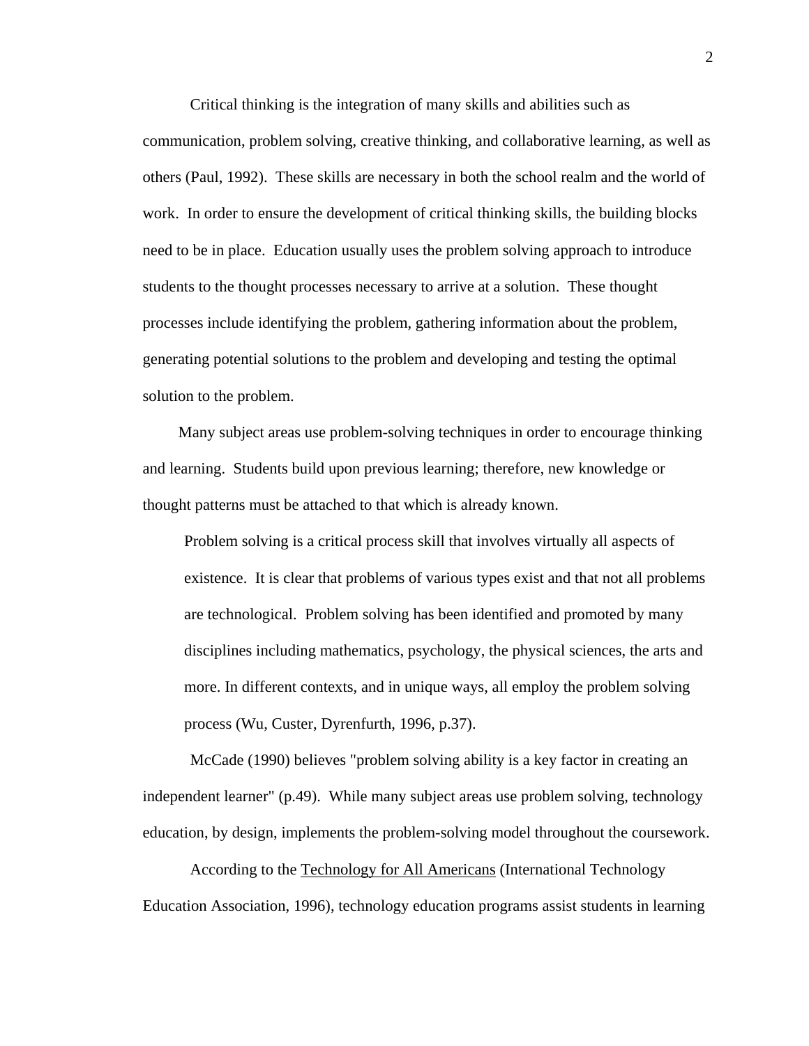Critical thinking is the integration of many skills and abilities such as communication, problem solving, creative thinking, and collaborative learning, as well as others (Paul, 1992). These skills are necessary in both the school realm and the world of work. In order to ensure the development of critical thinking skills, the building blocks need to be in place. Education usually uses the problem solving approach to introduce students to the thought processes necessary to arrive at a solution. These thought processes include identifying the problem, gathering information about the problem, generating potential solutions to the problem and developing and testing the optimal solution to the problem.

Many subject areas use problem-solving techniques in order to encourage thinking and learning. Students build upon previous learning; therefore, new knowledge or thought patterns must be attached to that which is already known.

> Problem solving is a critical process skill that involves virtually all aspects of existence. It is clear that problems of various types exist and that not all problems are technological. Problem solving has been identified and promoted by many disciplines including mathematics, psychology, the physical sciences, the arts and more. In different contexts, and in unique ways, all employ the problem solving process (Wu, Custer, Dyrenfurth, 1996, p.37).

McCade (1990) believes "problem solving ability is a key factor in creating an independent learner" (p.49). While many subject areas use problem solving, technology education, by design, implements the problem-solving model throughout the coursework.

According to the <u>Technology for All Americans</u> (International Technology Education Association, 1996), technology education programs assist students in learning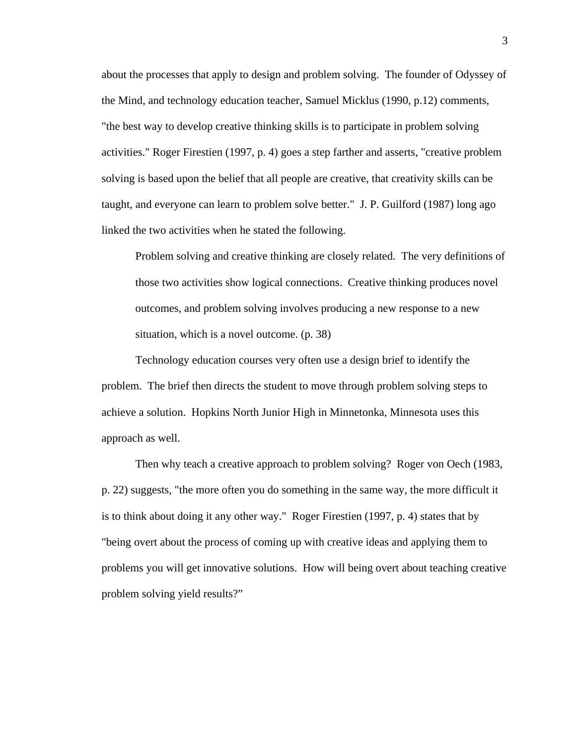about the processes that apply to design and problem solving. The founder of Odyssey of the Mind, and technology education teacher, Samuel Micklus (1990, p.12) comments, "the best way to develop creative thinking skills is to participate in problem solving activities." Roger Firestien (1997, p. 4) goes a step farther and asserts, "creative problem solving is based upon the belief that all people are creative, that creativity skills can be taught, and everyone can learn to problem solve better." J. P. Guilford (1987) long ago linked the two activities when he stated the following.

> Problem solving and creative thinking are closely related. The very definitions of those two activities show logical connections. Creative thinking produces novel outcomes, and problem solving involves producing a new response to a new situation, which is a novel outcome. (p. 38)

Technology education courses very often use a design brief to identify the problem. The brief then directs the student to move through problem solving steps to achieve a solution. Hopkins North Junior High in Minnetonka, Minnesota uses this approach as well.

Then why teach a creative approach to problem solving? Roger von Oech (1983, p. 22) suggests, "the more often you do something in the same way, the more difficult it is to think about doing it any other way." Roger Firestien (1997, p. 4) states that by "being overt about the process of coming up with creative ideas and applying them to problems you will get innovative solutions. How will being overt about teaching creative problem solving yield results?"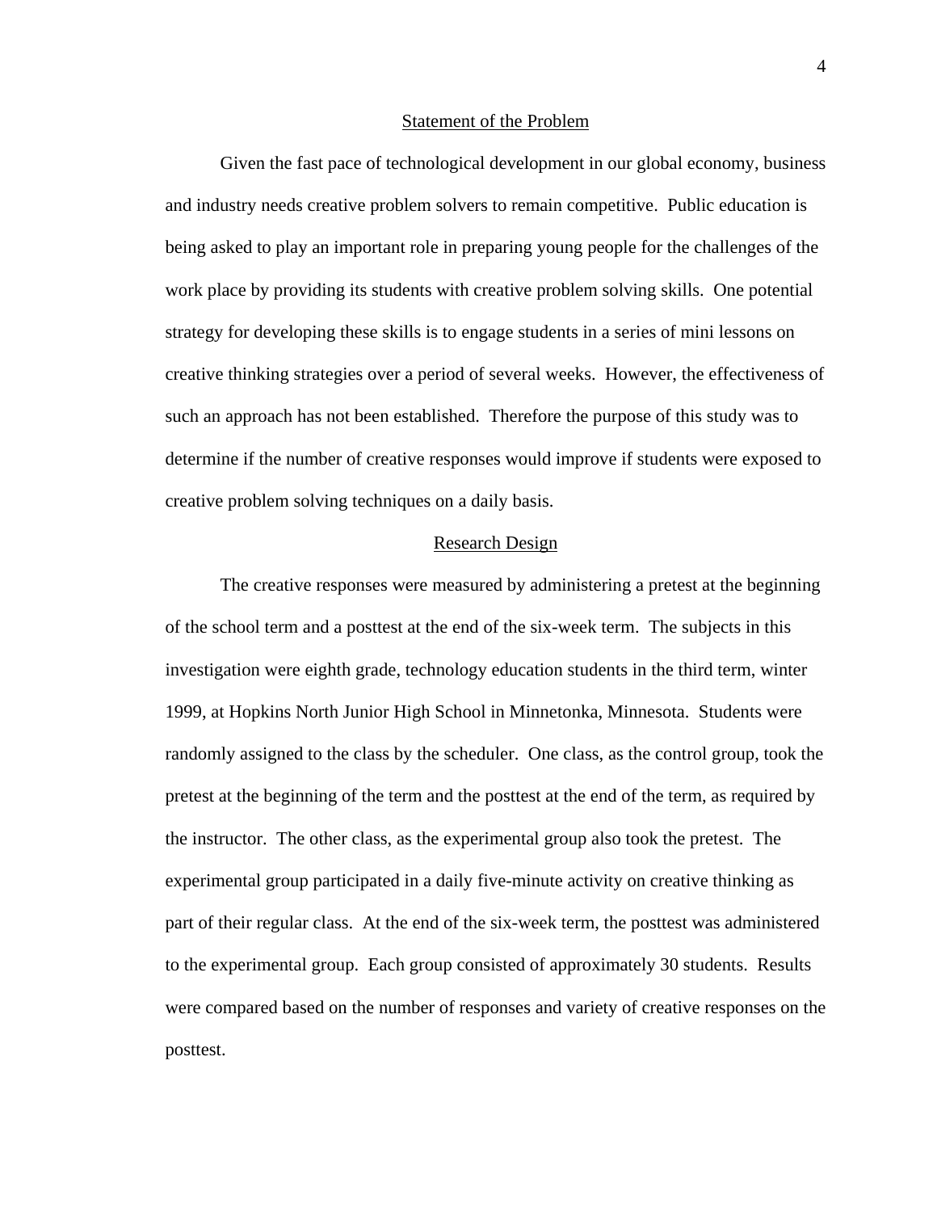## Statement of the Problem

Given the fast pace of technological development in our global economy, business and industry needs creative problem solvers to remain competitive. Public education is being asked to play an important role in preparing young people for the challenges of the work place by providing its students with creative problem solving skills. One potential strategy for developing these skills is to engage students in a series of mini lessons on creative thinking strategies over a period of several weeks. However, the effectiveness of such an approach has not been established. Therefore the purpose of this study was to determine if the number of creative responses would improve if students were exposed to creative problem solving techniques on a daily basis.

## Research Design

The creative responses were measured by administering a pretest at the beginning of the school term and a posttest at the end of the six-week term. The subjects in this investigation were eighth grade, technology education students in the third term, winter 1999, at Hopkins North Junior High School in Minnetonka, Minnesota. Students were randomly assigned to the class by the scheduler. One class, as the control group, took the pretest at the beginning of the term and the posttest at the end of the term, as required by the instructor. The other class, as the experimental group also took the pretest. The experimental group participated in a daily five-minute activity on creative thinking as part of their regular class. At the end of the six-week term, the posttest was administered to the experimental group. Each group consisted of approximately 30 students. Results were compared based on the number of responses and variety of creative responses on the posttest.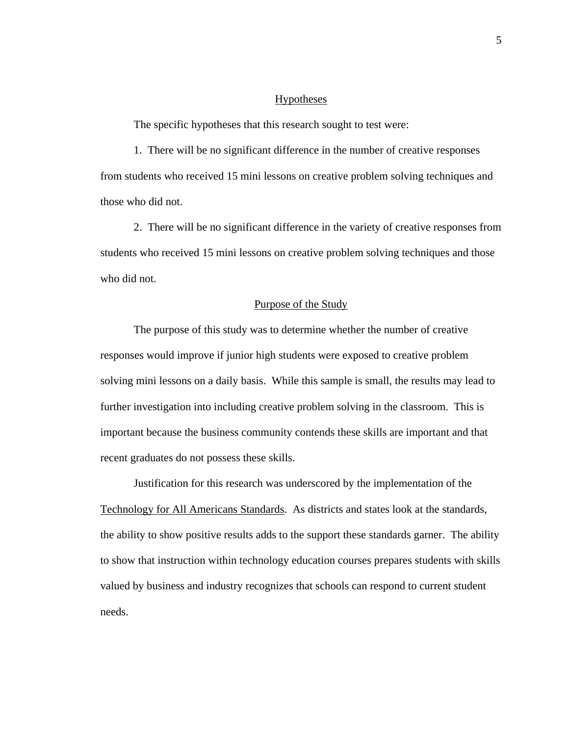## Hypotheses

The specific hypotheses that this research sought to test were:

1. There will be no significant difference in the number of creative responses from students who received 15 mini lessons on creative problem solving techniques and those who did not.

2. There will be no significant difference in the variety of creative responses from students who received 15 mini lessons on creative problem solving techniques and those who did not.

## Purpose of the Study

The purpose of this study was to determine whether the number of creative responses would improve if junior high students were exposed to creative problem solving mini lessons on a daily basis. While this sample is small, the results may lead to further investigation into including creative problem solving in the classroom. This is important because the business community contends these skills are important and that recent graduates do not possess these skills.

Justification for this research was underscored by the implementation of the Technology for All Americans Standards. As districts and states look at the standards, the ability to show positive results adds to the support these standards garner. The ability to show that instruction within technology education courses prepares students with skills valued by business and industry recognizes that schools can respond to current student needs.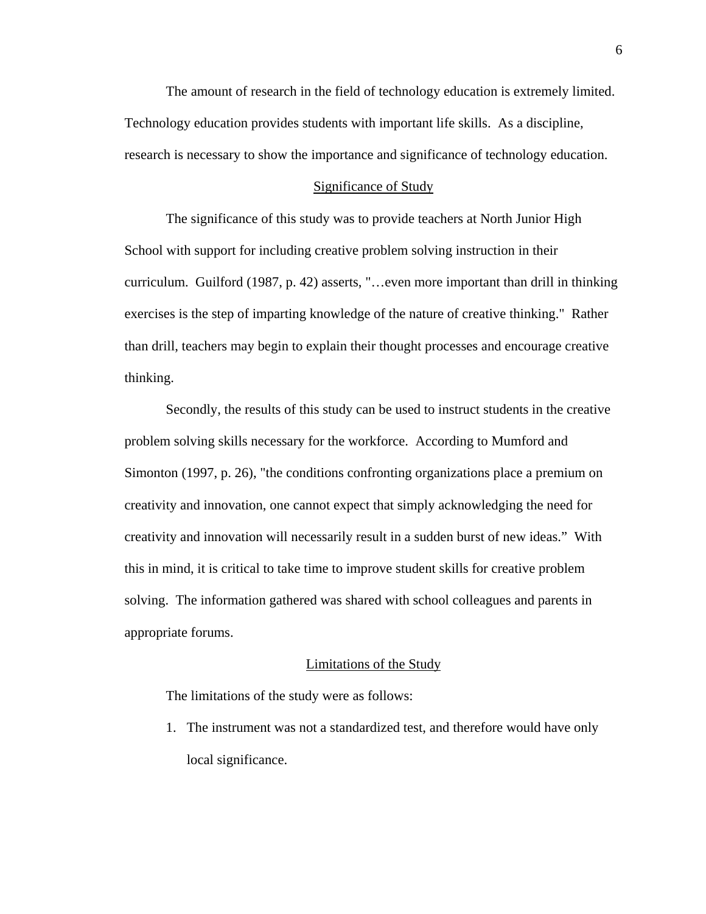The amount of research in the field of technology education is extremely limited. Technology education provides students with important life skills. As a discipline, research is necessary to show the importance and significance of technology education.

## Significance of Study

The significance of this study was to provide teachers at North Junior High School with support for including creative problem solving instruction in their curriculum. Guilford (1987, p. 42) asserts, "…even more important than drill in thinking exercises is the step of imparting knowledge of the nature of creative thinking." Rather than drill, teachers may begin to explain their thought processes and encourage creative thinking.

Secondly, the results of this study can be used to instruct students in the creative problem solving skills necessary for the workforce. According to Mumford and Simonton (1997, p. 26), "the conditions confronting organizations place a premium on creativity and innovation, one cannot expect that simply acknowledging the need for creativity and innovation will necessarily result in a sudden burst of new ideas." With this in mind, it is critical to take time to improve student skills for creative problem solving. The information gathered was shared with school colleagues and parents in appropriate forums.

## Limitations of the Study

The limitations of the study were as follows:

1. The instrument was not a standardized test, and therefore would have only local significance.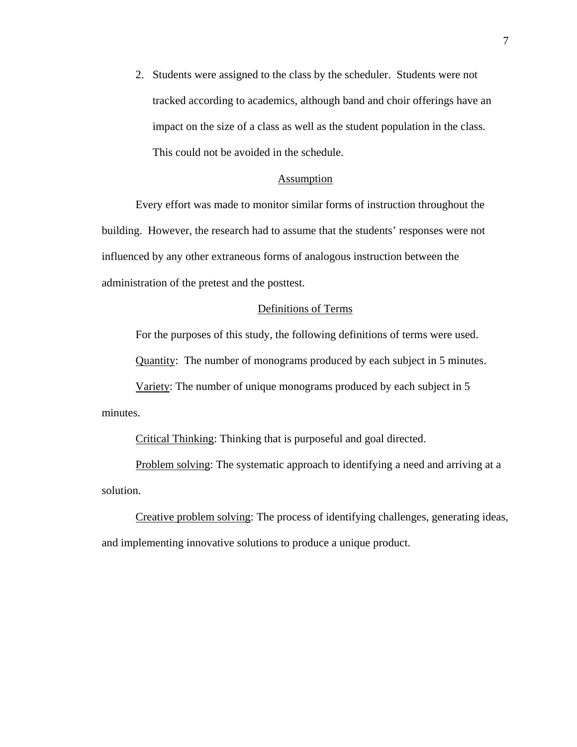2. Students were assigned to the class by the scheduler. Students were not tracked according to academics, although band and choir offerings have an impact on the size of a class as well as the student population in the class. This could not be avoided in the schedule.

## Assumption

Every effort was made to monitor similar forms of instruction throughout the building. However, the research had to assume that the students' responses were not influenced by any other extraneous forms of analogous instruction between the administration of the pretest and the posttest.

## Definitions of Terms

For the purposes of this study, the following definitions of terms were used.

Quantity: The number of monograms produced by each subject in 5 minutes.

Variety: The number of unique monograms produced by each subject in 5 minutes.

Critical Thinking: Thinking that is purposeful and goal directed.

Problem solving: The systematic approach to identifying a need and arriving at a solution.

Creative problem solving: The process of identifying challenges, generating ideas, and implementing innovative solutions to produce a unique product.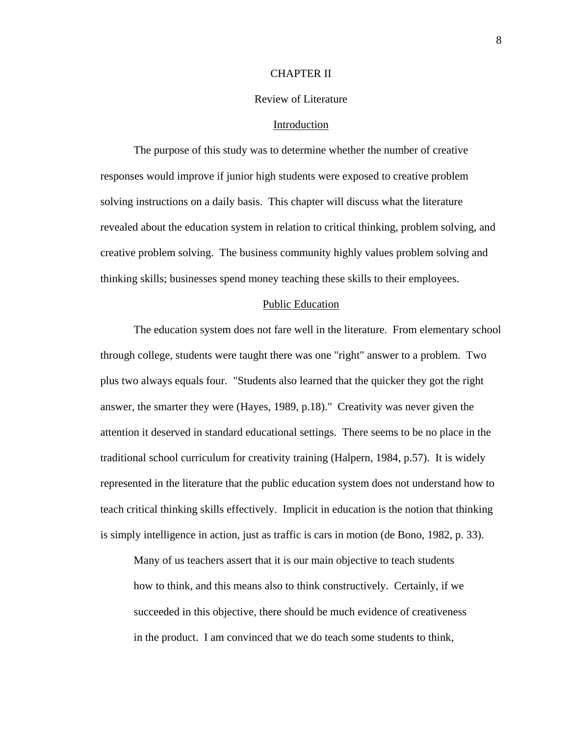# CHAPTER II

## Review of Literature

### Introduction

The purpose of this study was to determine whether the number of creative responses would improve if junior high students were exposed to creative problem solving instructions on a daily basis. This chapter will discuss what the literature revealed about the education system in relation to critical thinking, problem solving, and creative problem solving. The business community highly values problem solving and thinking skills; businesses spend money teaching these skills to their employees.

### Public Education

The education system does not fare well in the literature. From elementary school through college, students were taught there was one "right" answer to a problem. Two plus two always equals four. "Students also learned that the quicker they got the right answer, the smarter they were (Hayes, 1989, p.18)." Creativity was never given the attention it deserved in standard educational settings. There seems to be no place in the traditional school curriculum for creativity training (Halpern, 1984, p.57). It is widely represented in the literature that the public education system does not understand how to teach critical thinking skills effectively. Implicit in education is the notion that thinking is simply intelligence in action, just as traffic is cars in motion (de Bono, 1982, p. 33).

> Many of us teachers assert that it is our main objective to teach students how to think, and this means also to think constructively. Certainly, if we succeeded in this objective, there should be much evidence of creativeness in the product. I am convinced that we do teach some students to think,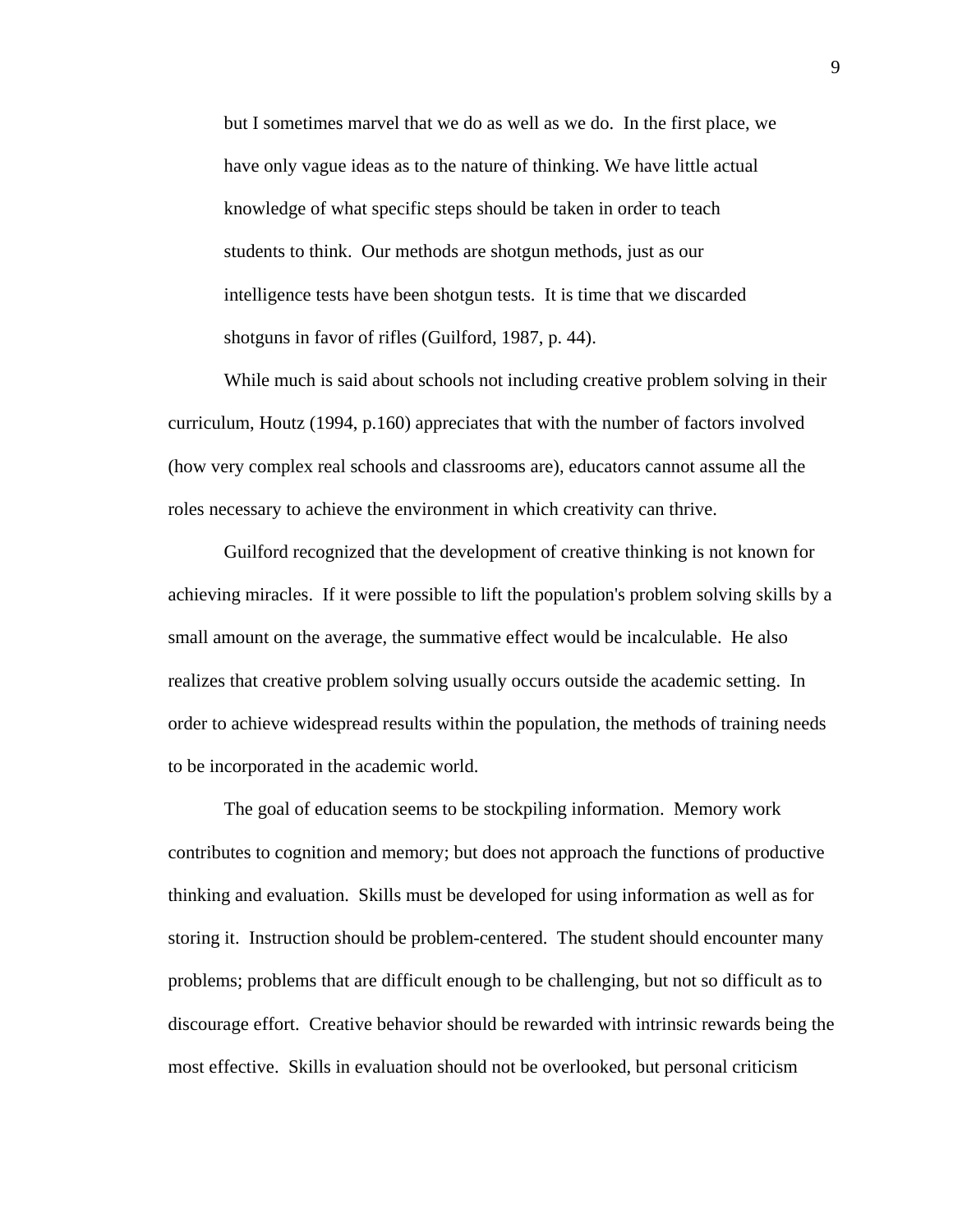> but I sometimes marvel that we do as well as we do. In the first place, we have only vague ideas as to the nature of thinking. We have little actual knowledge of what specific steps should be taken in order to teach students to think. Our methods are shotgun methods, just as our intelligence tests have been shotgun tests. It is time that we discarded shotguns in favor of rifles (Guilford, 1987, p. 44).

While much is said about schools not including creative problem solving in their curriculum, Houtz (1994, p.160) appreciates that with the number of factors involved (how very complex real schools and classrooms are), educators cannot assume all the roles necessary to achieve the environment in which creativity can thrive.

Guilford recognized that the development of creative thinking is not known for achieving miracles. If it were possible to lift the population's problem solving skills by a small amount on the average, the summative effect would be incalculable. He also realizes that creative problem solving usually occurs outside the academic setting. In order to achieve widespread results within the population, the methods of training needs to be incorporated in the academic world.

The goal of education seems to be stockpiling information. Memory work contributes to cognition and memory; but does not approach the functions of productive thinking and evaluation. Skills must be developed for using information as well as for storing it. Instruction should be problem-centered. The student should encounter many problems; problems that are difficult enough to be challenging, but not so difficult as to discourage effort. Creative behavior should be rewarded with intrinsic rewards being the most effective. Skills in evaluation should not be overlooked, but personal criticism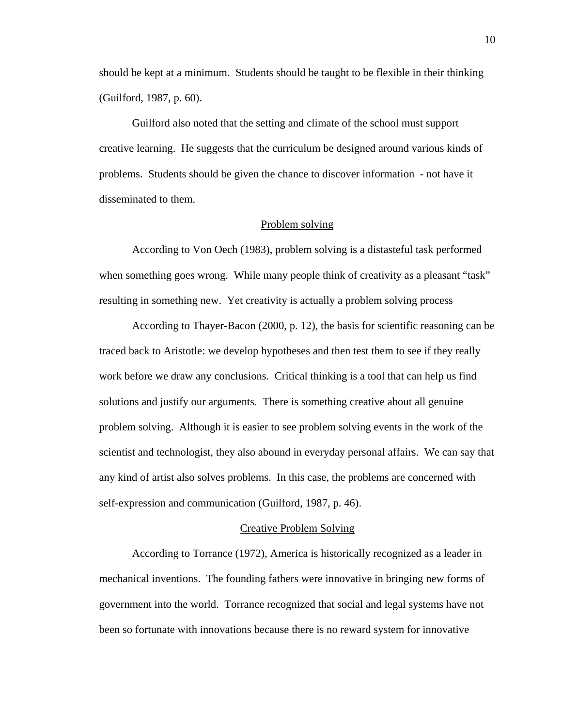should be kept at a minimum. Students should be taught to be flexible in their thinking (Guilford, 1987, p. 60).

Guilford also noted that the setting and climate of the school must support creative learning. He suggests that the curriculum be designed around various kinds of problems. Students should be given the chance to discover information - not have it disseminated to them.

## Problem solving

According to Von Oech (1983), problem solving is a distasteful task performed when something goes wrong. While many people think of creativity as a pleasant "task" resulting in something new. Yet creativity is actually a problem solving process

According to Thayer-Bacon (2000, p. 12), the basis for scientific reasoning can be traced back to Aristotle: we develop hypotheses and then test them to see if they really work before we draw any conclusions. Critical thinking is a tool that can help us find solutions and justify our arguments. There is something creative about all genuine problem solving. Although it is easier to see problem solving events in the work of the scientist and technologist, they also abound in everyday personal affairs. We can say that any kind of artist also solves problems. In this case, the problems are concerned with self-expression and communication (Guilford, 1987, p. 46).

## Creative Problem Solving

According to Torrance (1972), America is historically recognized as a leader in mechanical inventions. The founding fathers were innovative in bringing new forms of government into the world. Torrance recognized that social and legal systems have not been so fortunate with innovations because there is no reward system for innovative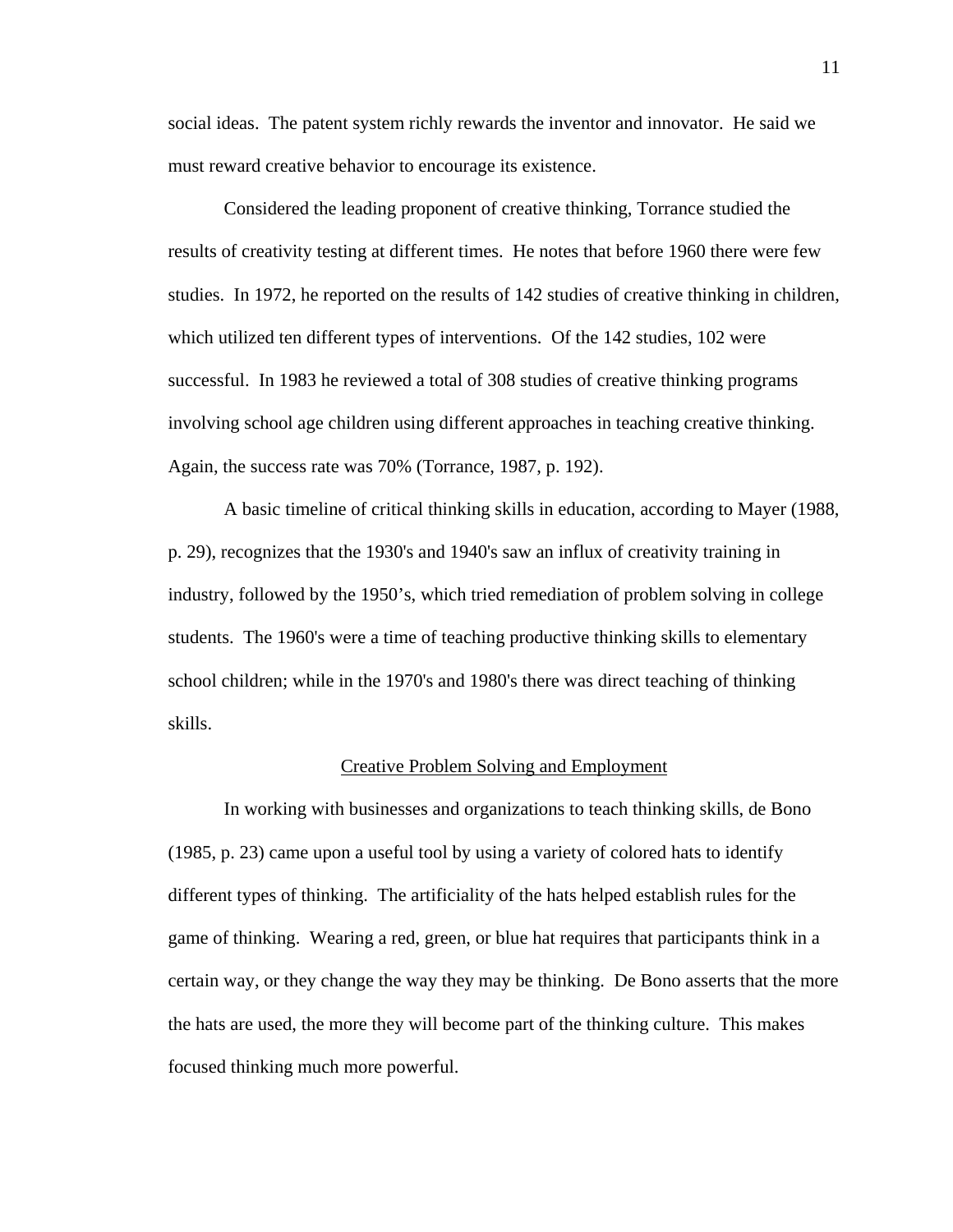social ideas. The patent system richly rewards the inventor and innovator. He said we must reward creative behavior to encourage its existence.

Considered the leading proponent of creative thinking, Torrance studied the results of creativity testing at different times. He notes that before 1960 there were few studies. In 1972, he reported on the results of 142 studies of creative thinking in children, which utilized ten different types of interventions. Of the 142 studies, 102 were successful. In 1983 he reviewed a total of 308 studies of creative thinking programs involving school age children using different approaches in teaching creative thinking. Again, the success rate was 70% (Torrance, 1987, p. 192).

A basic timeline of critical thinking skills in education, according to Mayer (1988, p. 29), recognizes that the 1930's and 1940's saw an influx of creativity training in industry, followed by the 1950's, which tried remediation of problem solving in college students. The 1960's were a time of teaching productive thinking skills to elementary school children; while in the 1970's and 1980's there was direct teaching of thinking skills.

## Creative Problem Solving and Employment

In working with businesses and organizations to teach thinking skills, de Bono (1985, p. 23) came upon a useful tool by using a variety of colored hats to identify different types of thinking. The artificiality of the hats helped establish rules for the game of thinking. Wearing a red, green, or blue hat requires that participants think in a certain way, or they change the way they may be thinking. De Bono asserts that the more the hats are used, the more they will become part of the thinking culture. This makes focused thinking much more powerful.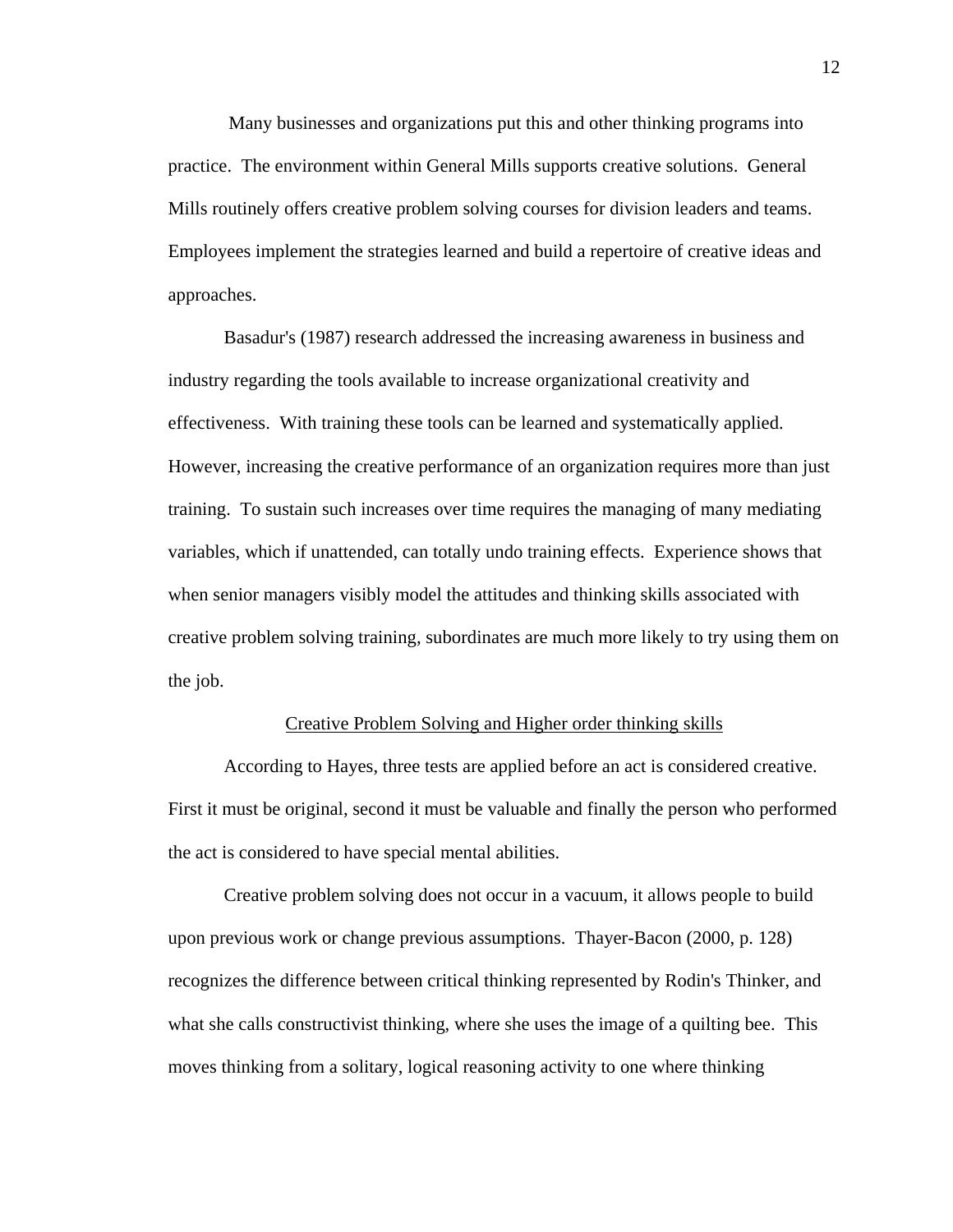Many businesses and organizations put this and other thinking programs into practice. The environment within General Mills supports creative solutions. General Mills routinely offers creative problem solving courses for division leaders and teams. Employees implement the strategies learned and build a repertoire of creative ideas and approaches.

Basadur's (1987) research addressed the increasing awareness in business and industry regarding the tools available to increase organizational creativity and effectiveness. With training these tools can be learned and systematically applied. However, increasing the creative performance of an organization requires more than just training. To sustain such increases over time requires the managing of many mediating variables, which if unattended, can totally undo training effects. Experience shows that when senior managers visibly model the attitudes and thinking skills associated with creative problem solving training, subordinates are much more likely to try using them on the job.

## Creative Problem Solving and Higher order thinking skills

According to Hayes, three tests are applied before an act is considered creative. First it must be original, second it must be valuable and finally the person who performed the act is considered to have special mental abilities.

Creative problem solving does not occur in a vacuum, it allows people to build upon previous work or change previous assumptions. Thayer-Bacon (2000, p. 128) recognizes the difference between critical thinking represented by Rodin's Thinker, and what she calls constructivist thinking, where she uses the image of a quilting bee. This moves thinking from a solitary, logical reasoning activity to one where thinking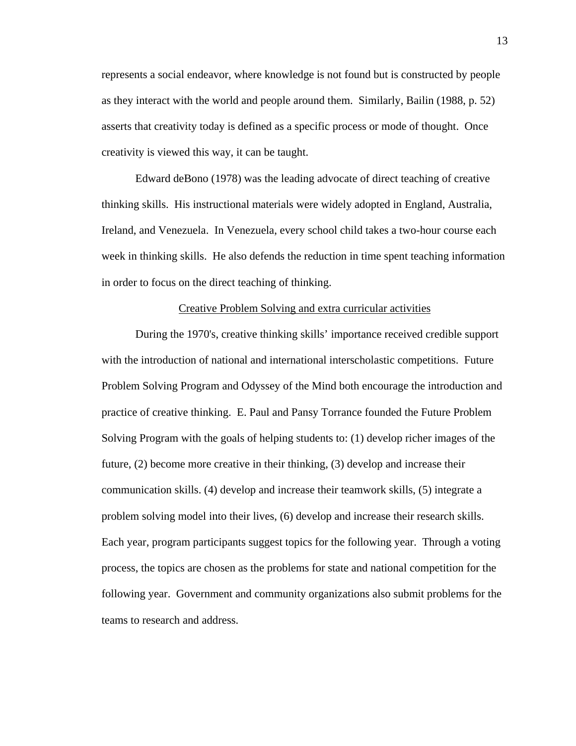represents a social endeavor, where knowledge is not found but is constructed by people as they interact with the world and people around them. Similarly, Bailin (1988, p. 52) asserts that creativity today is defined as a specific process or mode of thought. Once creativity is viewed this way, it can be taught.

Edward deBono (1978) was the leading advocate of direct teaching of creative thinking skills. His instructional materials were widely adopted in England, Australia, Ireland, and Venezuela. In Venezuela, every school child takes a two-hour course each week in thinking skills. He also defends the reduction in time spent teaching information in order to focus on the direct teaching of thinking.

### Creative Problem Solving and extra curricular activities

During the 1970's, creative thinking skills' importance received credible support with the introduction of national and international interscholastic competitions. Future Problem Solving Program and Odyssey of the Mind both encourage the introduction and practice of creative thinking. E. Paul and Pansy Torrance founded the Future Problem Solving Program with the goals of helping students to: (1) develop richer images of the future, (2) become more creative in their thinking, (3) develop and increase their communication skills. (4) develop and increase their teamwork skills, (5) integrate a problem solving model into their lives, (6) develop and increase their research skills. Each year, program participants suggest topics for the following year. Through a voting process, the topics are chosen as the problems for state and national competition for the following year. Government and community organizations also submit problems for the teams to research and address.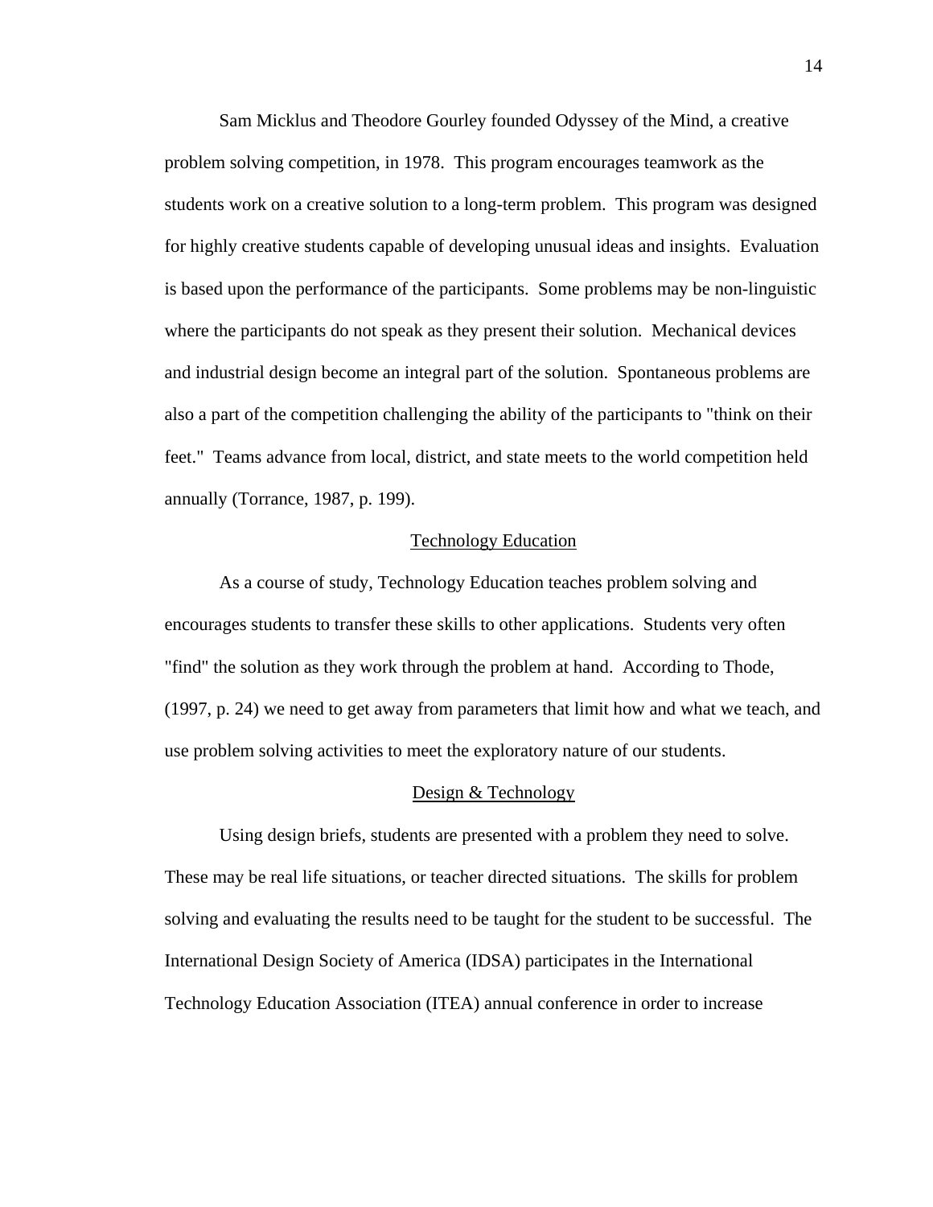Sam Micklus and Theodore Gourley founded Odyssey of the Mind, a creative problem solving competition, in 1978. This program encourages teamwork as the students work on a creative solution to a long-term problem. This program was designed for highly creative students capable of developing unusual ideas and insights. Evaluation is based upon the performance of the participants. Some problems may be non-linguistic where the participants do not speak as they present their solution. Mechanical devices and industrial design become an integral part of the solution. Spontaneous problems are also a part of the competition challenging the ability of the participants to "think on their feet." Teams advance from local, district, and state meets to the world competition held annually (Torrance, 1987, p. 199).

## Technology Education

As a course of study, Technology Education teaches problem solving and encourages students to transfer these skills to other applications. Students very often "find" the solution as they work through the problem at hand. According to Thode, (1997, p. 24) we need to get away from parameters that limit how and what we teach, and use problem solving activities to meet the exploratory nature of our students.

## Design & Technology

Using design briefs, students are presented with a problem they need to solve. These may be real life situations, or teacher directed situations. The skills for problem solving and evaluating the results need to be taught for the student to be successful. The International Design Society of America (IDSA) participates in the International Technology Education Association (ITEA) annual conference in order to increase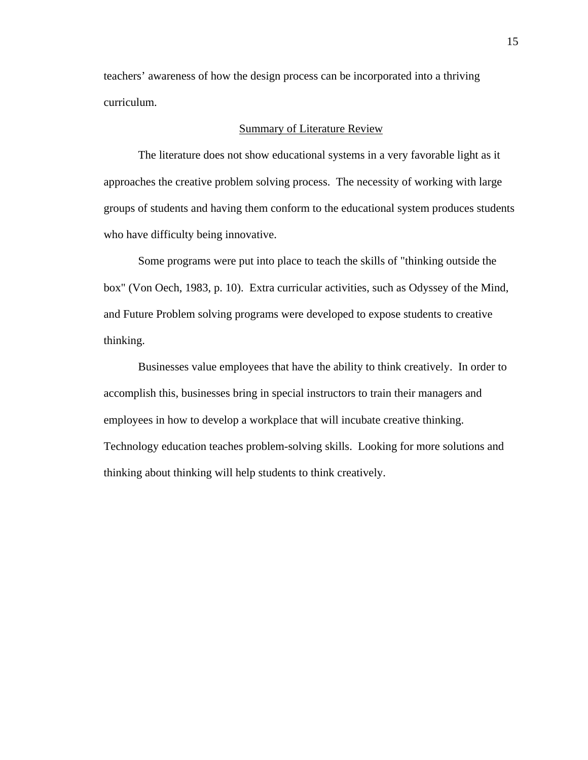teachers' awareness of how the design process can be incorporated into a thriving curriculum.

## Summary of Literature Review

The literature does not show educational systems in a very favorable light as it approaches the creative problem solving process. The necessity of working with large groups of students and having them conform to the educational system produces students who have difficulty being innovative.

Some programs were put into place to teach the skills of "thinking outside the box" (Von Oech, 1983, p. 10). Extra curricular activities, such as Odyssey of the Mind, and Future Problem solving programs were developed to expose students to creative thinking.

Businesses value employees that have the ability to think creatively. In order to accomplish this, businesses bring in special instructors to train their managers and employees in how to develop a workplace that will incubate creative thinking. Technology education teaches problem-solving skills. Looking for more solutions and thinking about thinking will help students to think creatively.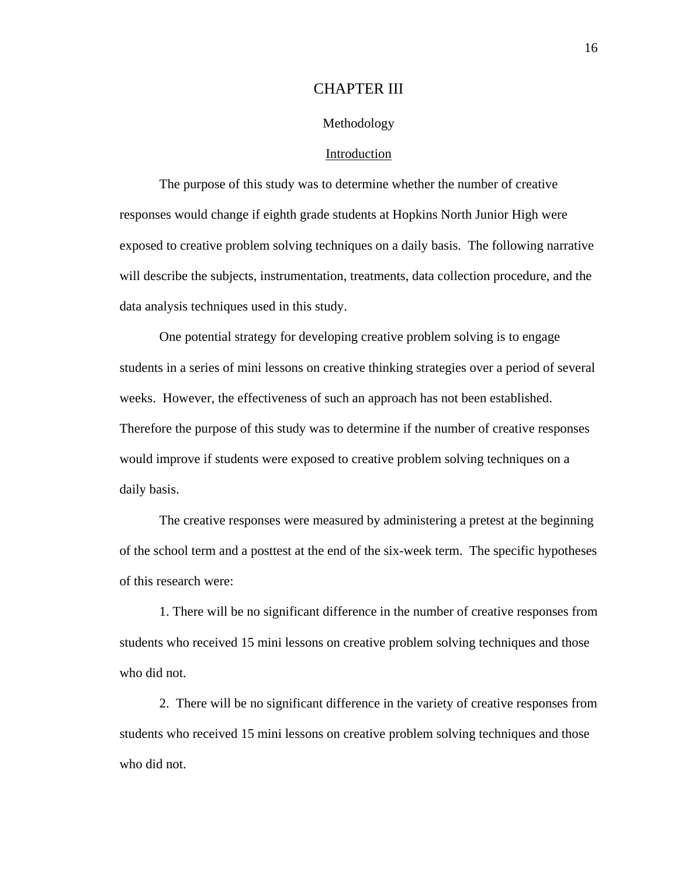# CHAPTER III

## Methodology

### Introduction

The purpose of this study was to determine whether the number of creative responses would change if eighth grade students at Hopkins North Junior High were exposed to creative problem solving techniques on a daily basis. The following narrative will describe the subjects, instrumentation, treatments, data collection procedure, and the data analysis techniques used in this study.

One potential strategy for developing creative problem solving is to engage students in a series of mini lessons on creative thinking strategies over a period of several weeks. However, the effectiveness of such an approach has not been established. Therefore the purpose of this study was to determine if the number of creative responses would improve if students were exposed to creative problem solving techniques on a daily basis.

The creative responses were measured by administering a pretest at the beginning of the school term and a posttest at the end of the six-week term. The specific hypotheses of this research were:

1. There will be no significant difference in the number of creative responses from students who received 15 mini lessons on creative problem solving techniques and those who did not.

2. There will be no significant difference in the variety of creative responses from students who received 15 mini lessons on creative problem solving techniques and those who did not.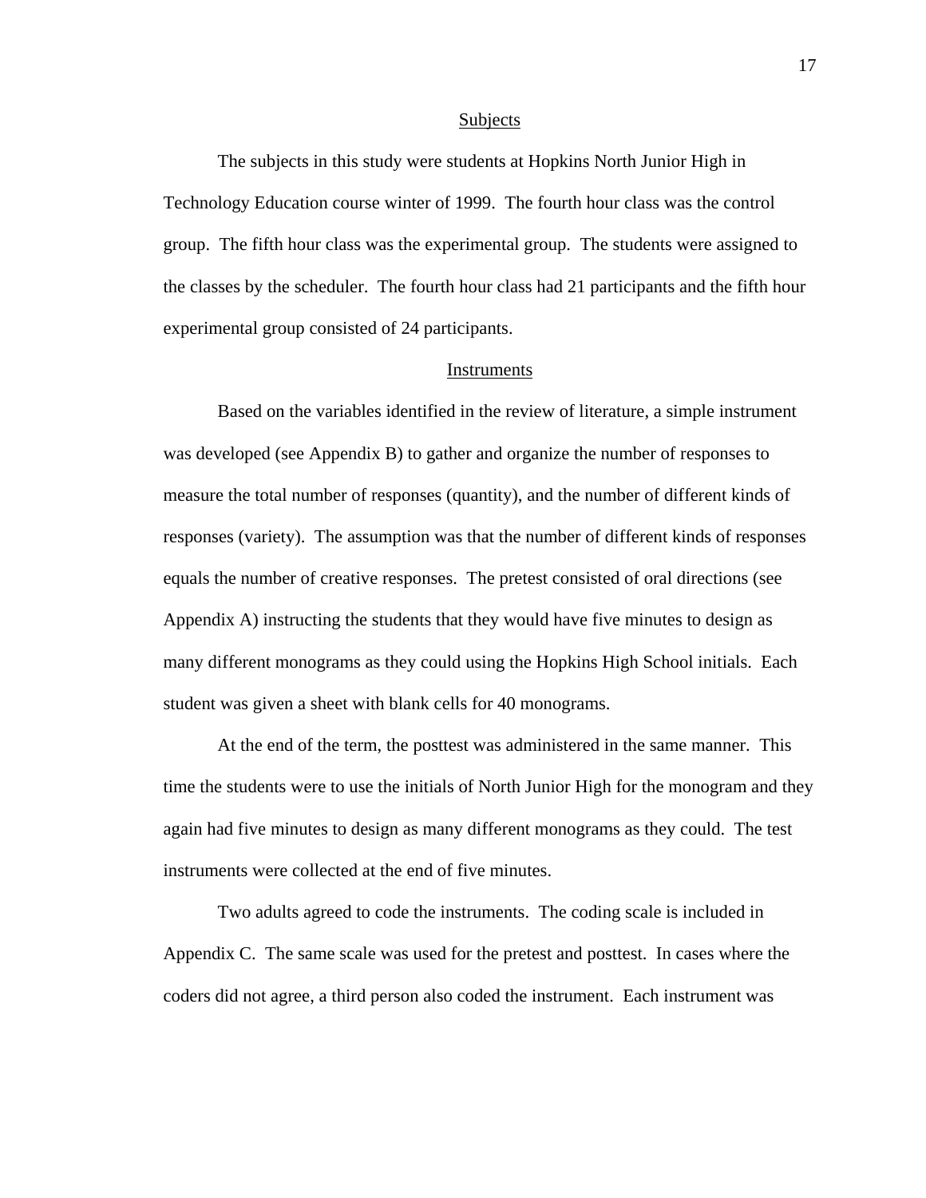## Subjects

The subjects in this study were students at Hopkins North Junior High in Technology Education course winter of 1999. The fourth hour class was the control group. The fifth hour class was the experimental group. The students were assigned to the classes by the scheduler. The fourth hour class had 21 participants and the fifth hour experimental group consisted of 24 participants.

## Instruments

Based on the variables identified in the review of literature, a simple instrument was developed (see Appendix B) to gather and organize the number of responses to measure the total number of responses (quantity), and the number of different kinds of responses (variety). The assumption was that the number of different kinds of responses equals the number of creative responses. The pretest consisted of oral directions (see Appendix A) instructing the students that they would have five minutes to design as many different monograms as they could using the Hopkins High School initials. Each student was given a sheet with blank cells for 40 monograms.

At the end of the term, the posttest was administered in the same manner. This time the students were to use the initials of North Junior High for the monogram and they again had five minutes to design as many different monograms as they could. The test instruments were collected at the end of five minutes.

Two adults agreed to code the instruments. The coding scale is included in Appendix C. The same scale was used for the pretest and posttest. In cases where the coders did not agree, a third person also coded the instrument. Each instrument was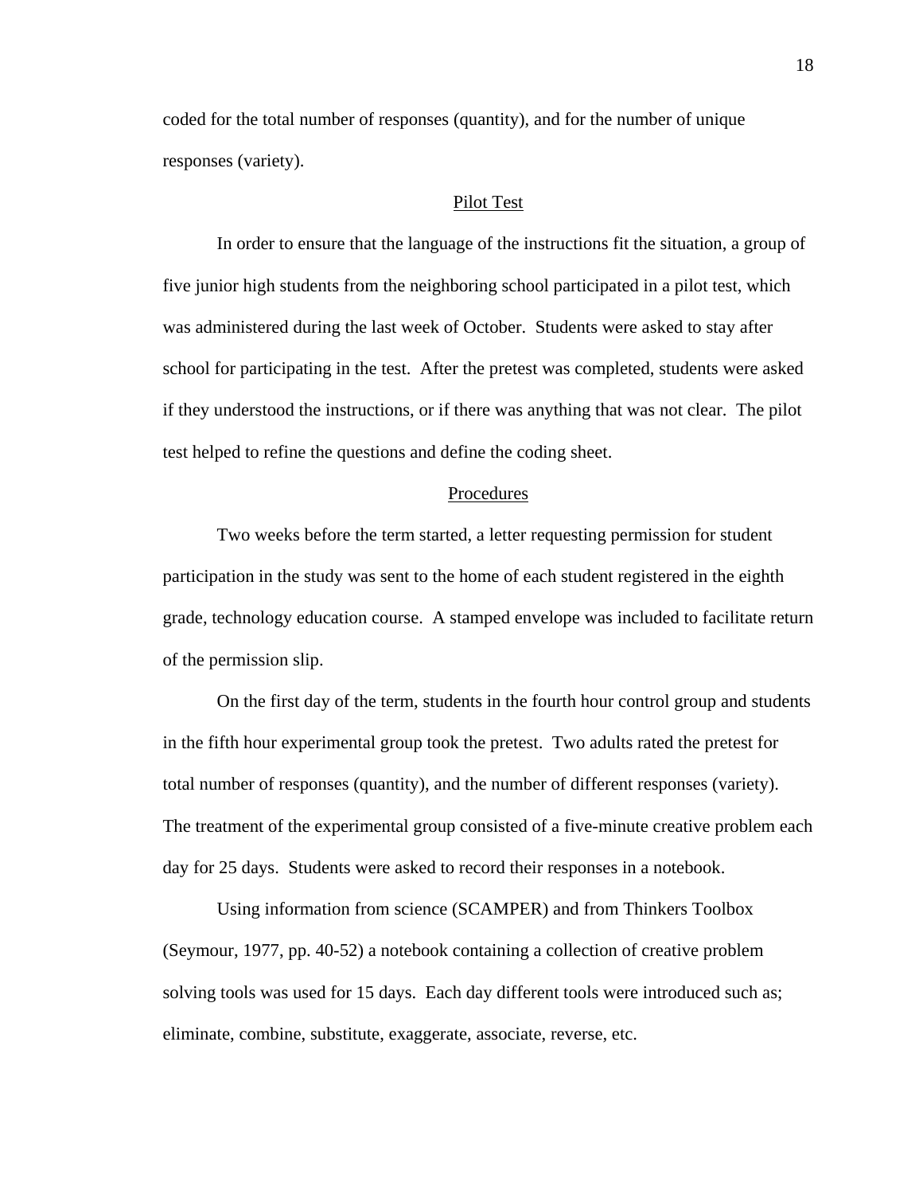coded for the total number of responses (quantity), and for the number of unique responses (variety).

## Pilot Test

In order to ensure that the language of the instructions fit the situation, a group of five junior high students from the neighboring school participated in a pilot test, which was administered during the last week of October. Students were asked to stay after school for participating in the test. After the pretest was completed, students were asked if they understood the instructions, or if there was anything that was not clear. The pilot test helped to refine the questions and define the coding sheet.

## Procedures

Two weeks before the term started, a letter requesting permission for student participation in the study was sent to the home of each student registered in the eighth grade, technology education course. A stamped envelope was included to facilitate return of the permission slip.

On the first day of the term, students in the fourth hour control group and students in the fifth hour experimental group took the pretest. Two adults rated the pretest for total number of responses (quantity), and the number of different responses (variety). The treatment of the experimental group consisted of a five-minute creative problem each day for 25 days. Students were asked to record their responses in a notebook.

Using information from science (SCAMPER) and from Thinkers Toolbox (Seymour, 1977, pp. 40-52) a notebook containing a collection of creative problem solving tools was used for 15 days. Each day different tools were introduced such as; eliminate, combine, substitute, exaggerate, associate, reverse, etc.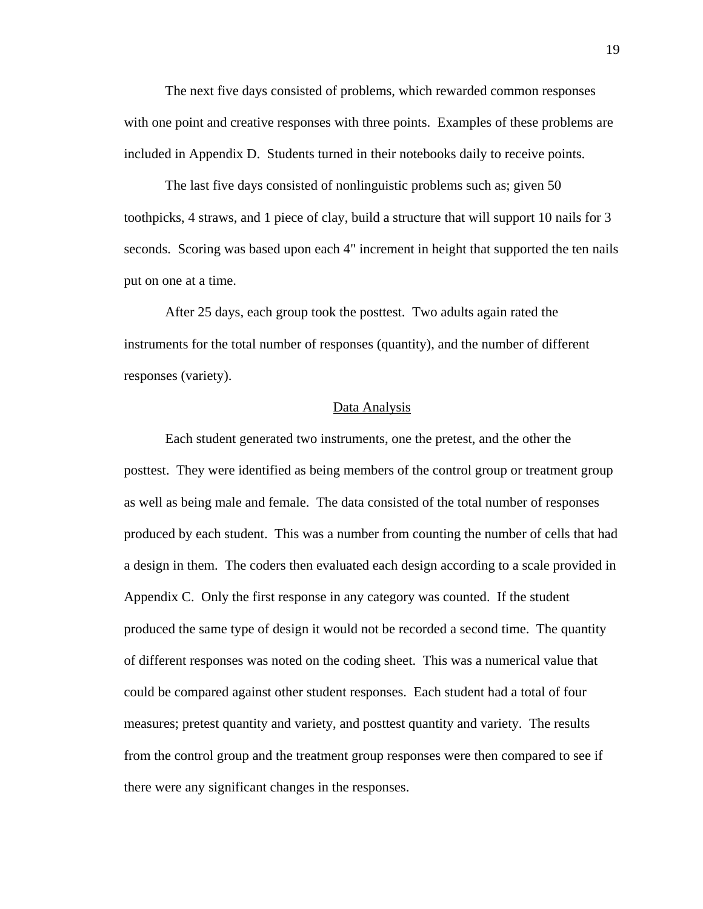The next five days consisted of problems, which rewarded common responses with one point and creative responses with three points. Examples of these problems are included in Appendix D. Students turned in their notebooks daily to receive points.

The last five days consisted of nonlinguistic problems such as; given 50 toothpicks, 4 straws, and 1 piece of clay, build a structure that will support 10 nails for 3 seconds. Scoring was based upon each 4" increment in height that supported the ten nails put on one at a time.

After 25 days, each group took the posttest. Two adults again rated the instruments for the total number of responses (quantity), and the number of different responses (variety).

## Data Analysis

Each student generated two instruments, one the pretest, and the other the posttest. They were identified as being members of the control group or treatment group as well as being male and female. The data consisted of the total number of responses produced by each student. This was a number from counting the number of cells that had a design in them. The coders then evaluated each design according to a scale provided in Appendix C. Only the first response in any category was counted. If the student produced the same type of design it would not be recorded a second time. The quantity of different responses was noted on the coding sheet. This was a numerical value that could be compared against other student responses. Each student had a total of four measures; pretest quantity and variety, and posttest quantity and variety. The results from the control group and the treatment group responses were then compared to see if there were any significant changes in the responses.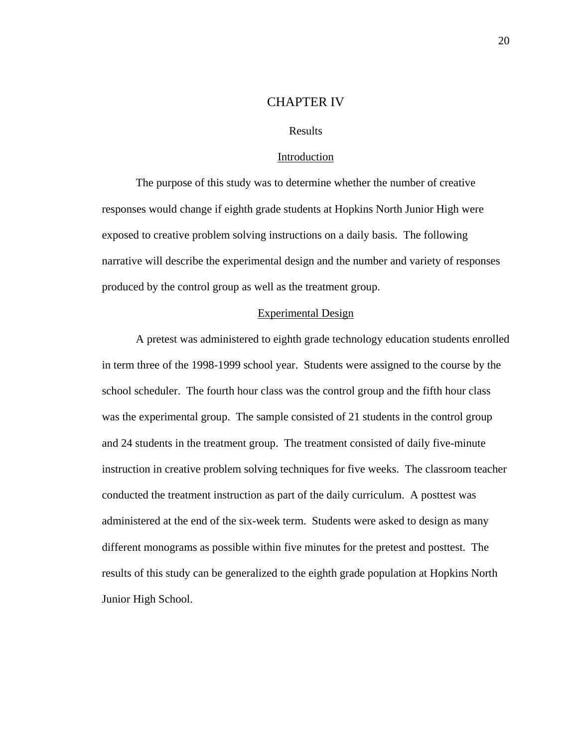# CHAPTER IV

## Results

### Introduction

The purpose of this study was to determine whether the number of creative responses would change if eighth grade students at Hopkins North Junior High were exposed to creative problem solving instructions on a daily basis. The following narrative will describe the experimental design and the number and variety of responses produced by the control group as well as the treatment group.

### Experimental Design

A pretest was administered to eighth grade technology education students enrolled in term three of the 1998-1999 school year. Students were assigned to the course by the school scheduler. The fourth hour class was the control group and the fifth hour class was the experimental group. The sample consisted of 21 students in the control group and 24 students in the treatment group. The treatment consisted of daily five-minute instruction in creative problem solving techniques for five weeks. The classroom teacher conducted the treatment instruction as part of the daily curriculum. A posttest was administered at the end of the six-week term. Students were asked to design as many different monograms as possible within five minutes for the pretest and posttest. The results of this study can be generalized to the eighth grade population at Hopkins North Junior High School.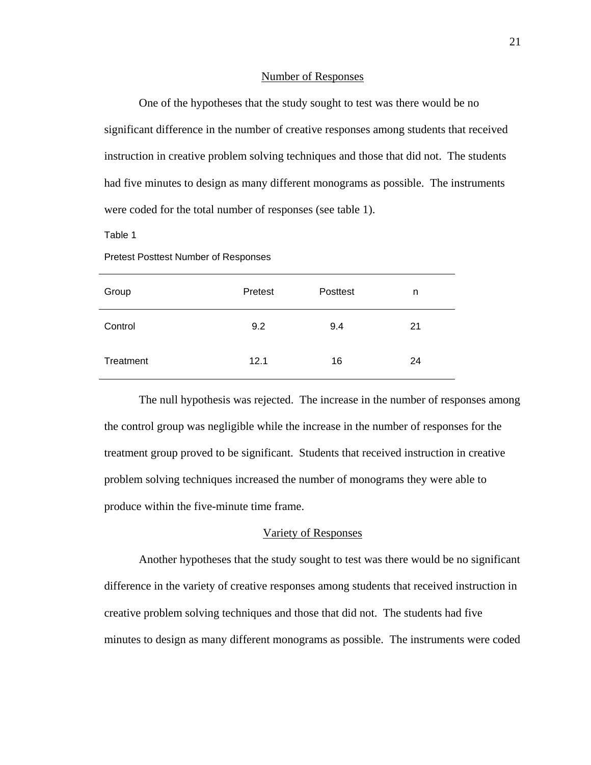## Number of Responses

One of the hypotheses that the study sought to test was there would be no significant difference in the number of creative responses among students that received instruction in creative problem solving techniques and those that did not. The students had five minutes to design as many different monograms as possible. The instruments were coded for the total number of responses (see table 1).

Table 1

Pretest Posttest Number of Responses

| Group | Pretest | Posttest | n |
|---|---|---|---|
| Control | 9.2 | 9.4 | 21 |
| Treatment | 12.1 | 16 | 24 |

The null hypothesis was rejected. The increase in the number of responses among the control group was negligible while the increase in the number of responses for the treatment group proved to be significant. Students that received instruction in creative problem solving techniques increased the number of monograms they were able to produce within the five-minute time frame.

## Variety of Responses

Another hypotheses that the study sought to test was there would be no significant difference in the variety of creative responses among students that received instruction in creative problem solving techniques and those that did not. The students had five minutes to design as many different monograms as possible. The instruments were coded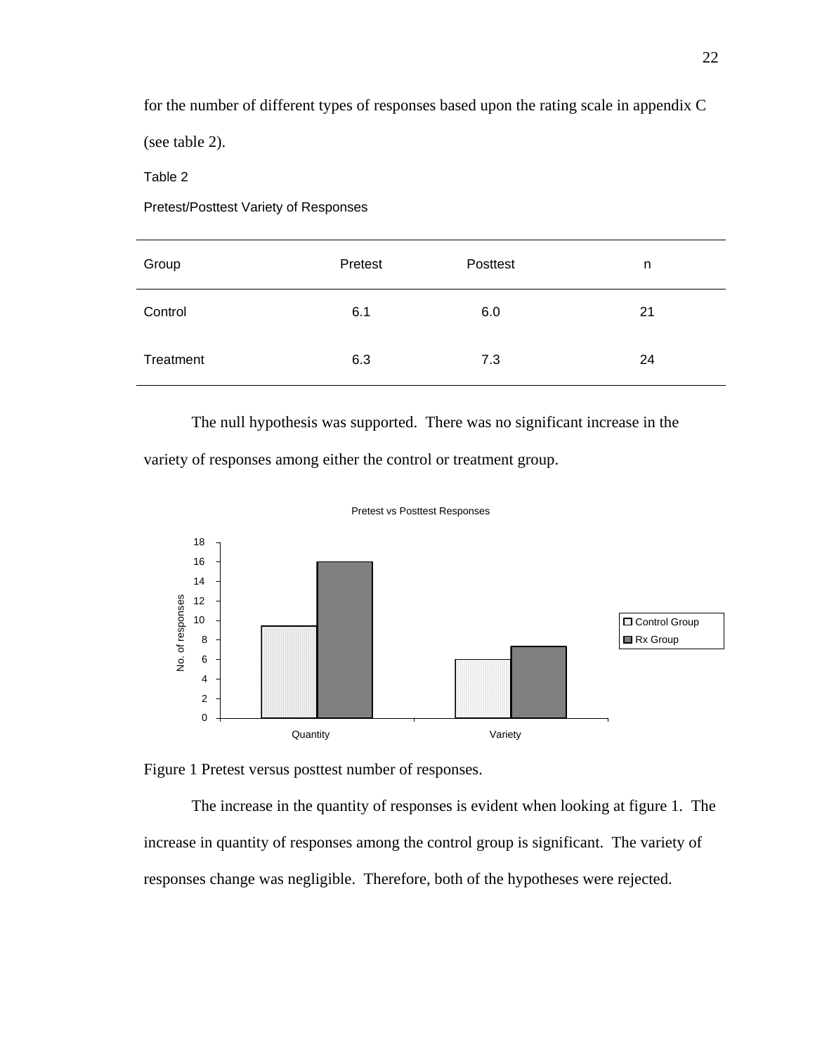for the number of different types of responses based upon the rating scale in appendix C (see table 2).

Table 2

Pretest/Posttest Variety of Responses

| Group | Pretest | Posttest | n |
|---|---|---|---|
| Control | 6.1 | 6.0 | 21 |
| Treatment | 6.3 | 7.3 | 24 |

The null hypothesis was supported. There was no significant increase in the variety of responses among either the control or treatment group.

Figure 1 Pretest versus posttest number of responses.

The increase in the quantity of responses is evident when looking at figure 1. The increase in quantity of responses among the control group is significant. The variety of responses change was negligible. Therefore, both of the hypotheses were rejected.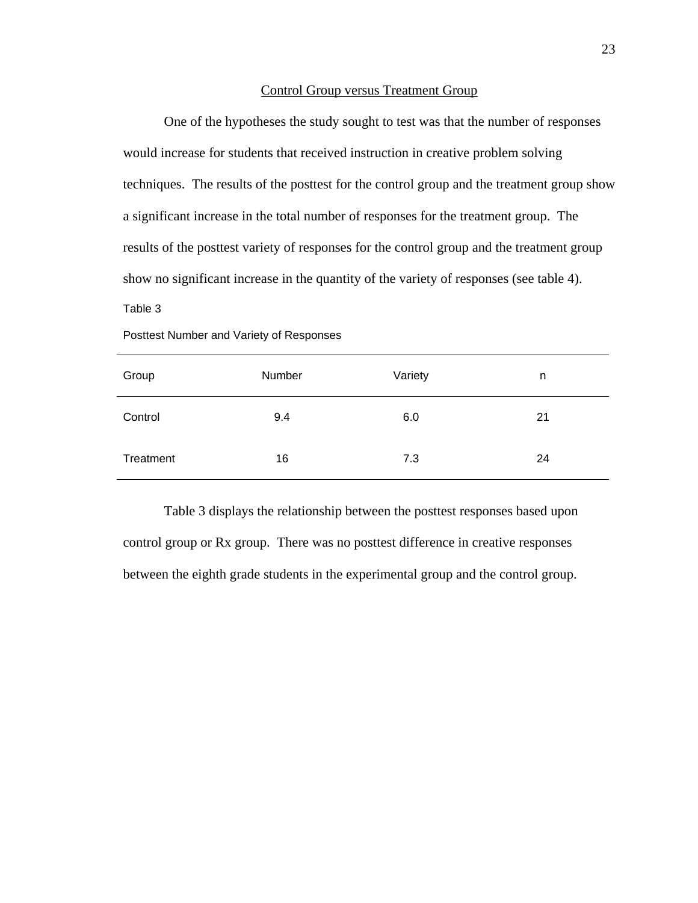## Control Group versus Treatment Group

One of the hypotheses the study sought to test was that the number of responses would increase for students that received instruction in creative problem solving techniques. The results of the posttest for the control group and the treatment group show a significant increase in the total number of responses for the treatment group. The results of the posttest variety of responses for the control group and the treatment group show no significant increase in the quantity of the variety of responses (see table 4).

Table 3

Posttest Number and Variety of Responses

| Group | Number | Variety | n |
|---|---|---|---|
| Control | 9.4 | 6.0 | 21 |
| Treatment | 16 | 7.3 | 24 |

Table 3 displays the relationship between the posttest responses based upon control group or Rx group. There was no posttest difference in creative responses between the eighth grade students in the experimental group and the control group.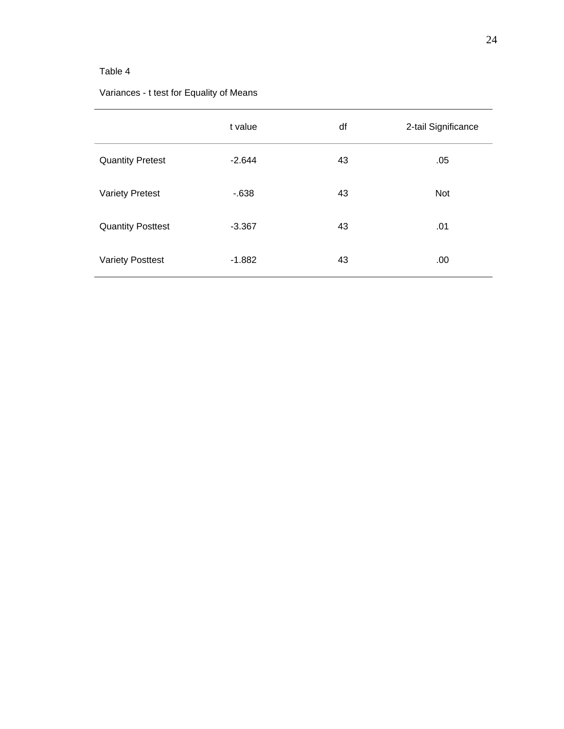Table 4

Variances - t test for Equality of Means

| | t value | df | 2-tail Significance |
|---|---|---|---|
| Quantity Pretest | -2.644 | 43 | .05 |
| Variety Pretest | -.638 | 43 | Not |
| Quantity Posttest | -3.367 | 43 | .01 |
| Variety Posttest | -1.882 | 43 | .00 |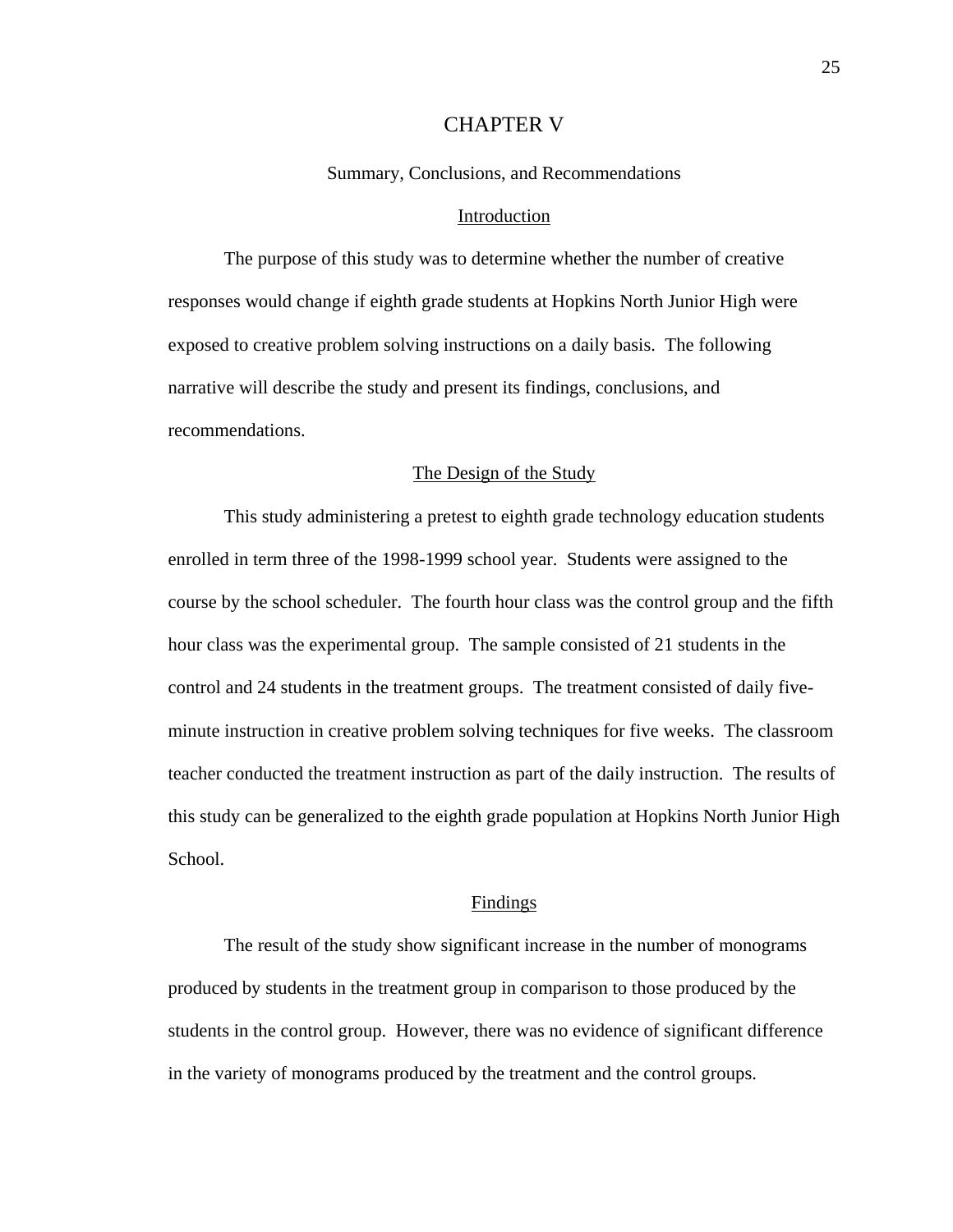# CHAPTER V

## Summary, Conclusions, and Recommendations

### Introduction

The purpose of this study was to determine whether the number of creative responses would change if eighth grade students at Hopkins North Junior High were exposed to creative problem solving instructions on a daily basis. The following narrative will describe the study and present its findings, conclusions, and recommendations.

### The Design of the Study

This study administering a pretest to eighth grade technology education students enrolled in term three of the 1998-1999 school year. Students were assigned to the course by the school scheduler. The fourth hour class was the control group and the fifth hour class was the experimental group. The sample consisted of 21 students in the control and 24 students in the treatment groups. The treatment consisted of daily five-minute instruction in creative problem solving techniques for five weeks. The classroom teacher conducted the treatment instruction as part of the daily instruction. The results of this study can be generalized to the eighth grade population at Hopkins North Junior High School.

### Findings

The result of the study show significant increase in the number of monograms produced by students in the treatment group in comparison to those produced by the students in the control group. However, there was no evidence of significant difference in the variety of monograms produced by the treatment and the control groups.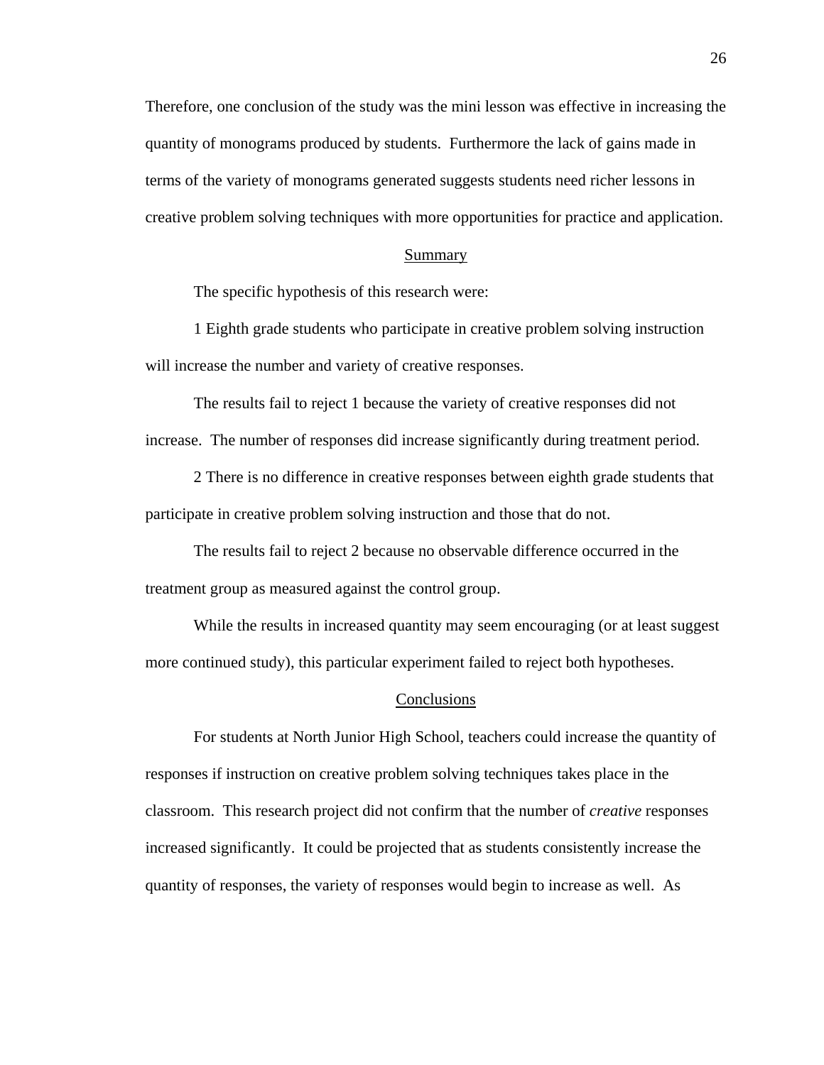Therefore, one conclusion of the study was the mini lesson was effective in increasing the quantity of monograms produced by students. Furthermore the lack of gains made in terms of the variety of monograms generated suggests students need richer lessons in creative problem solving techniques with more opportunities for practice and application.

## Summary

The specific hypothesis of this research were:

1 Eighth grade students who participate in creative problem solving instruction will increase the number and variety of creative responses.

The results fail to reject 1 because the variety of creative responses did not increase. The number of responses did increase significantly during treatment period.

2 There is no difference in creative responses between eighth grade students that participate in creative problem solving instruction and those that do not.

The results fail to reject 2 because no observable difference occurred in the treatment group as measured against the control group.

While the results in increased quantity may seem encouraging (or at least suggest more continued study), this particular experiment failed to reject both hypotheses.

## Conclusions

For students at North Junior High School, teachers could increase the quantity of responses if instruction on creative problem solving techniques takes place in the classroom. This research project did not confirm that the number of *creative* responses increased significantly. It could be projected that as students consistently increase the quantity of responses, the variety of responses would begin to increase as well. As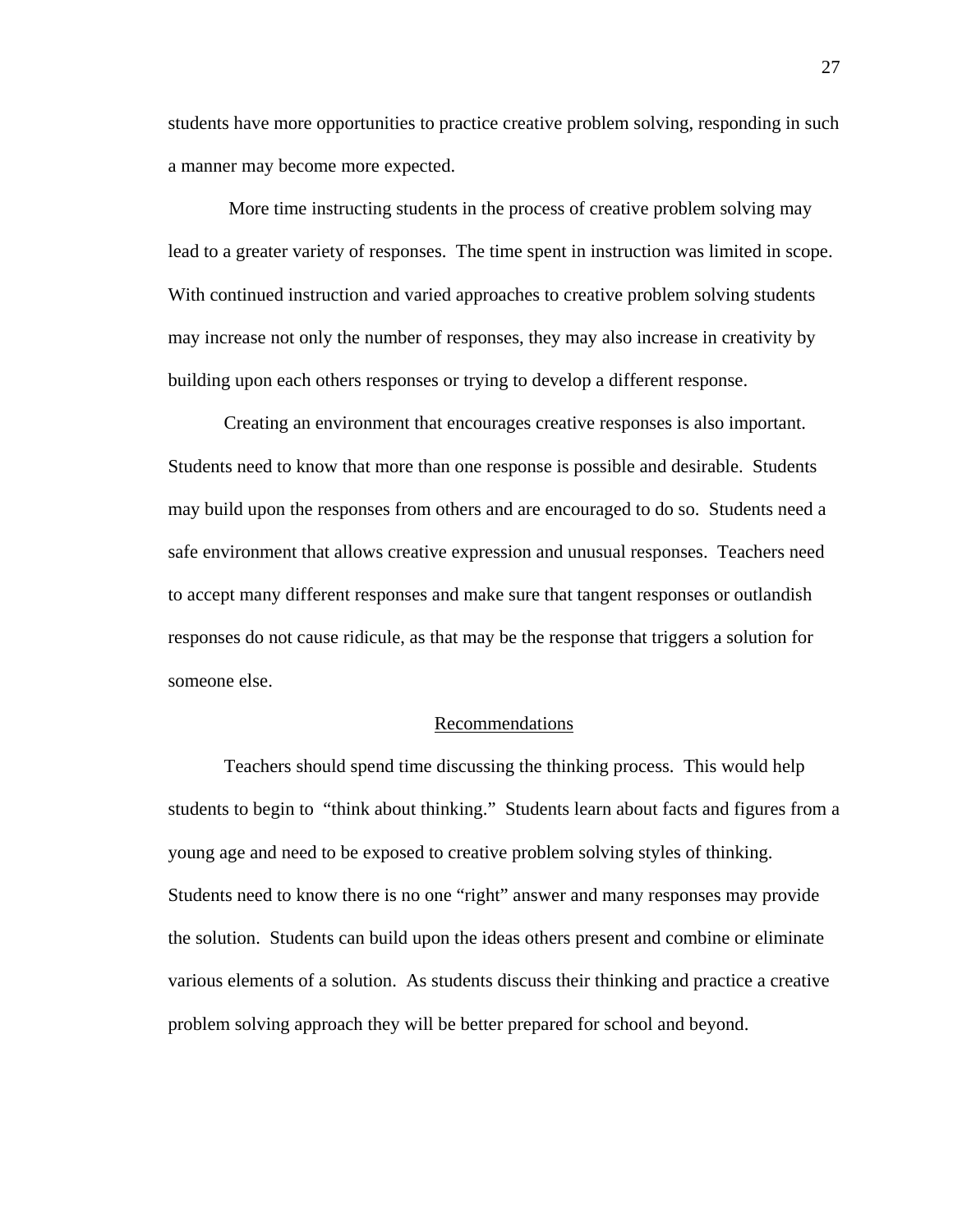students have more opportunities to practice creative problem solving, responding in such a manner may become more expected.

More time instructing students in the process of creative problem solving may lead to a greater variety of responses. The time spent in instruction was limited in scope. With continued instruction and varied approaches to creative problem solving students may increase not only the number of responses, they may also increase in creativity by building upon each others responses or trying to develop a different response.

Creating an environment that encourages creative responses is also important. Students need to know that more than one response is possible and desirable. Students may build upon the responses from others and are encouraged to do so. Students need a safe environment that allows creative expression and unusual responses. Teachers need to accept many different responses and make sure that tangent responses or outlandish responses do not cause ridicule, as that may be the response that triggers a solution for someone else.

## Recommendations

Teachers should spend time discussing the thinking process. This would help students to begin to "think about thinking." Students learn about facts and figures from a young age and need to be exposed to creative problem solving styles of thinking. Students need to know there is no one "right" answer and many responses may provide the solution. Students can build upon the ideas others present and combine or eliminate various elements of a solution. As students discuss their thinking and practice a creative problem solving approach they will be better prepared for school and beyond.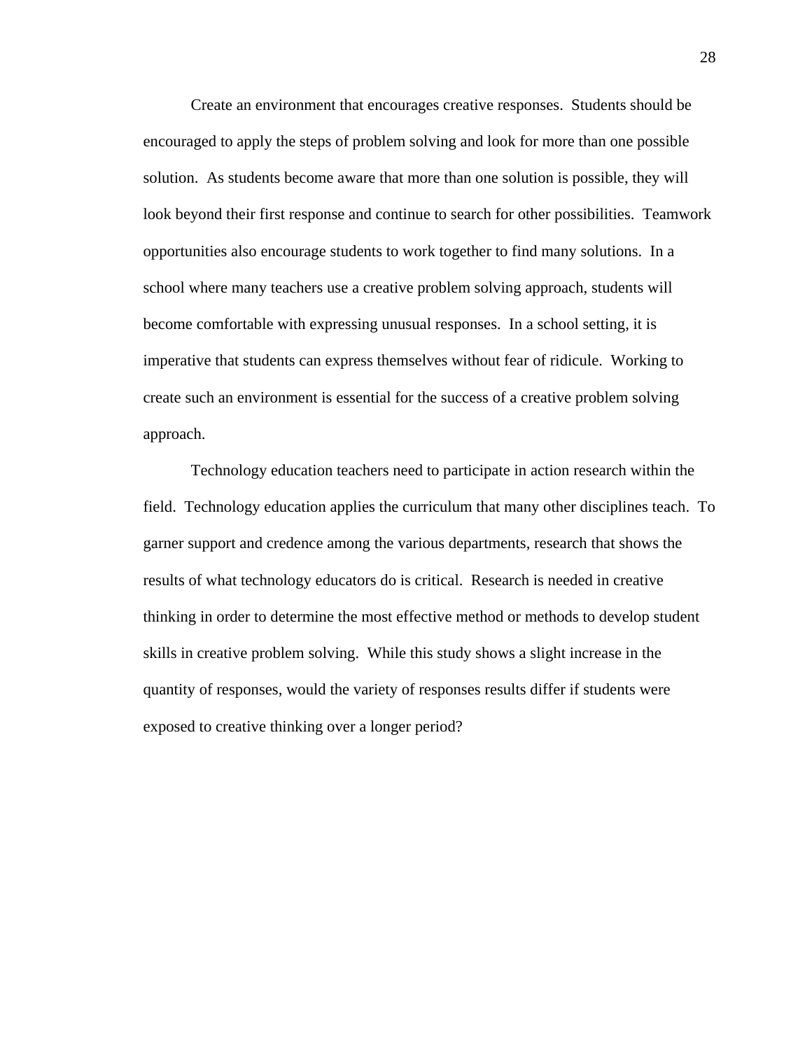Create an environment that encourages creative responses. Students should be encouraged to apply the steps of problem solving and look for more than one possible solution. As students become aware that more than one solution is possible, they will look beyond their first response and continue to search for other possibilities. Teamwork opportunities also encourage students to work together to find many solutions. In a school where many teachers use a creative problem solving approach, students will become comfortable with expressing unusual responses. In a school setting, it is imperative that students can express themselves without fear of ridicule. Working to create such an environment is essential for the success of a creative problem solving approach.

Technology education teachers need to participate in action research within the field. Technology education applies the curriculum that many other disciplines teach. To garner support and credence among the various departments, research that shows the results of what technology educators do is critical. Research is needed in creative thinking in order to determine the most effective method or methods to develop student skills in creative problem solving. While this study shows a slight increase in the quantity of responses, would the variety of responses results differ if students were exposed to creative thinking over a longer period?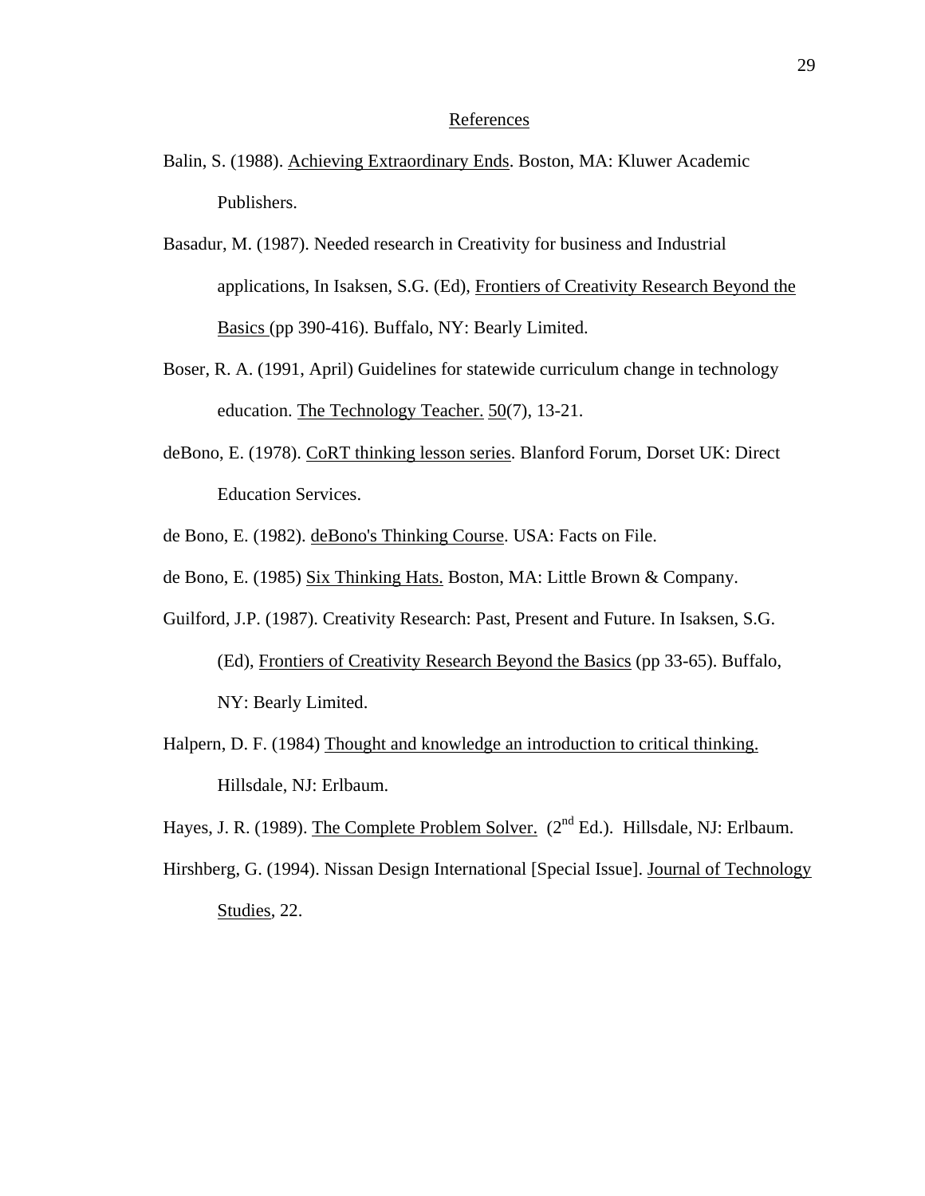## References

Balin, S. (1988). Achieving Extraordinary Ends. Boston, MA: Kluwer Academic Publishers.

Basadur, M. (1987). Needed research in Creativity for business and Industrial applications, In Isaksen, S.G. (Ed), Frontiers of Creativity Research Beyond the Basics (pp 390-416). Buffalo, NY: Bearly Limited.

Boser, R. A. (1991, April) Guidelines for statewide curriculum change in technology education. The Technology Teacher. 50(7), 13-21.

deBono, E. (1978). CoRT thinking lesson series. Blanford Forum, Dorset UK: Direct Education Services.

de Bono, E. (1982). deBono's Thinking Course. USA: Facts on File.

de Bono, E. (1985) Six Thinking Hats. Boston, MA: Little Brown & Company.

Guilford, J.P. (1987). Creativity Research: Past, Present and Future. In Isaksen, S.G. (Ed), Frontiers of Creativity Research Beyond the Basics (pp 33-65). Buffalo, NY: Bearly Limited.

Halpern, D. F. (1984) Thought and knowledge an introduction to critical thinking. Hillsdale, NJ: Erlbaum.

Hayes, J. R. (1989). The Complete Problem Solver. (2nd Ed.). Hillsdale, NJ: Erlbaum.

Hirshberg, G. (1994). Nissan Design International [Special Issue]. Journal of Technology Studies, 22.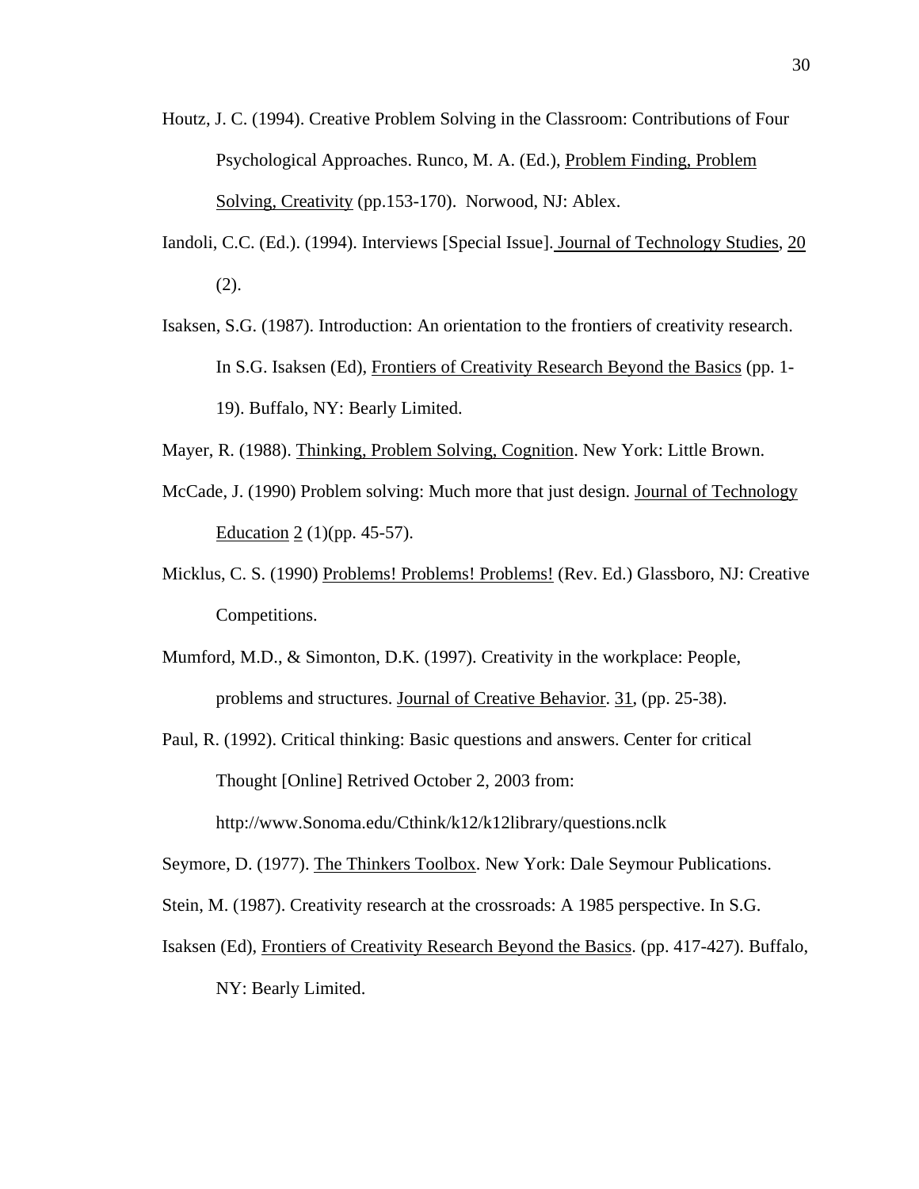Houtz, J. C. (1994). Creative Problem Solving in the Classroom: Contributions of Four Psychological Approaches. Runco, M. A. (Ed.), Problem Finding, Problem Solving, Creativity (pp.153-170). Norwood, NJ: Ablex.

Iandoli, C.C. (Ed.). (1994). Interviews [Special Issue]. Journal of Technology Studies, 20 (2).

Isaksen, S.G. (1987). Introduction: An orientation to the frontiers of creativity research. In S.G. Isaksen (Ed), Frontiers of Creativity Research Beyond the Basics (pp. 1-19). Buffalo, NY: Bearly Limited.

Mayer, R. (1988). Thinking, Problem Solving, Cognition. New York: Little Brown.

McCade, J. (1990) Problem solving: Much more that just design. Journal of Technology Education 2 (1)(pp. 45-57).

Micklus, C. S. (1990) Problems! Problems! Problems! (Rev. Ed.) Glassboro, NJ: Creative Competitions.

Mumford, M.D., & Simonton, D.K. (1997). Creativity in the workplace: People, problems and structures. Journal of Creative Behavior. 31, (pp. 25-38).

Paul, R. (1992). Critical thinking: Basic questions and answers. Center for critical Thought [Online] Retrived October 2, 2003 from: http://www.Sonoma.edu/Cthink/k12/k12library/questions.nclk

Seymore, D. (1977). The Thinkers Toolbox. New York: Dale Seymour Publications.

Stein, M. (1987). Creativity research at the crossroads: A 1985 perspective. In S.G. Isaksen (Ed), Frontiers of Creativity Research Beyond the Basics. (pp. 417-427). Buffalo, NY: Bearly Limited.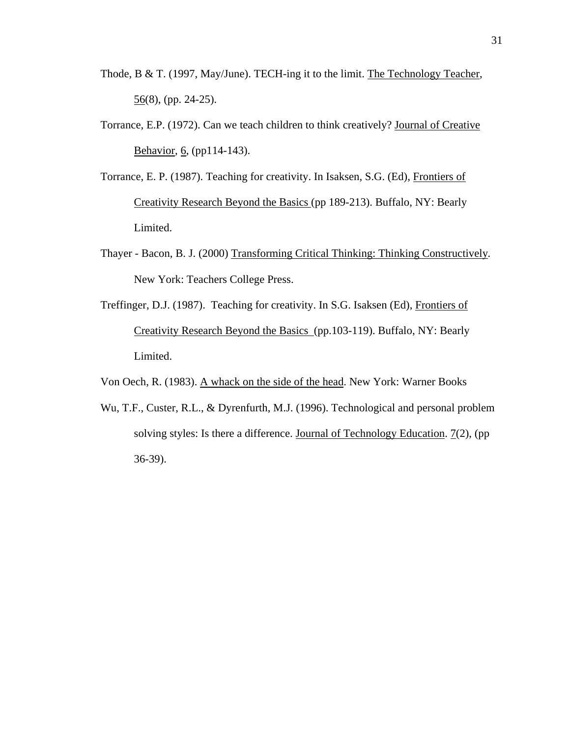Thode, B & T. (1997, May/June). TECH-ing it to the limit. The Technology Teacher, 56(8), (pp. 24-25).

Torrance, E.P. (1972). Can we teach children to think creatively? Journal of Creative Behavior, 6, (pp114-143).

Torrance, E. P. (1987). Teaching for creativity. In Isaksen, S.G. (Ed), Frontiers of Creativity Research Beyond the Basics (pp 189-213). Buffalo, NY: Bearly Limited.

Thayer - Bacon, B. J. (2000) Transforming Critical Thinking: Thinking Constructively. New York: Teachers College Press.

Treffinger, D.J. (1987). Teaching for creativity. In S.G. Isaksen (Ed), Frontiers of Creativity Research Beyond the Basics (pp.103-119). Buffalo, NY: Bearly Limited.

Von Oech, R. (1983). A whack on the side of the head. New York: Warner Books

Wu, T.F., Custer, R.L., & Dyrenfurth, M.J. (1996). Technological and personal problem solving styles: Is there a difference. Journal of Technology Education. 7(2), (pp 36-39).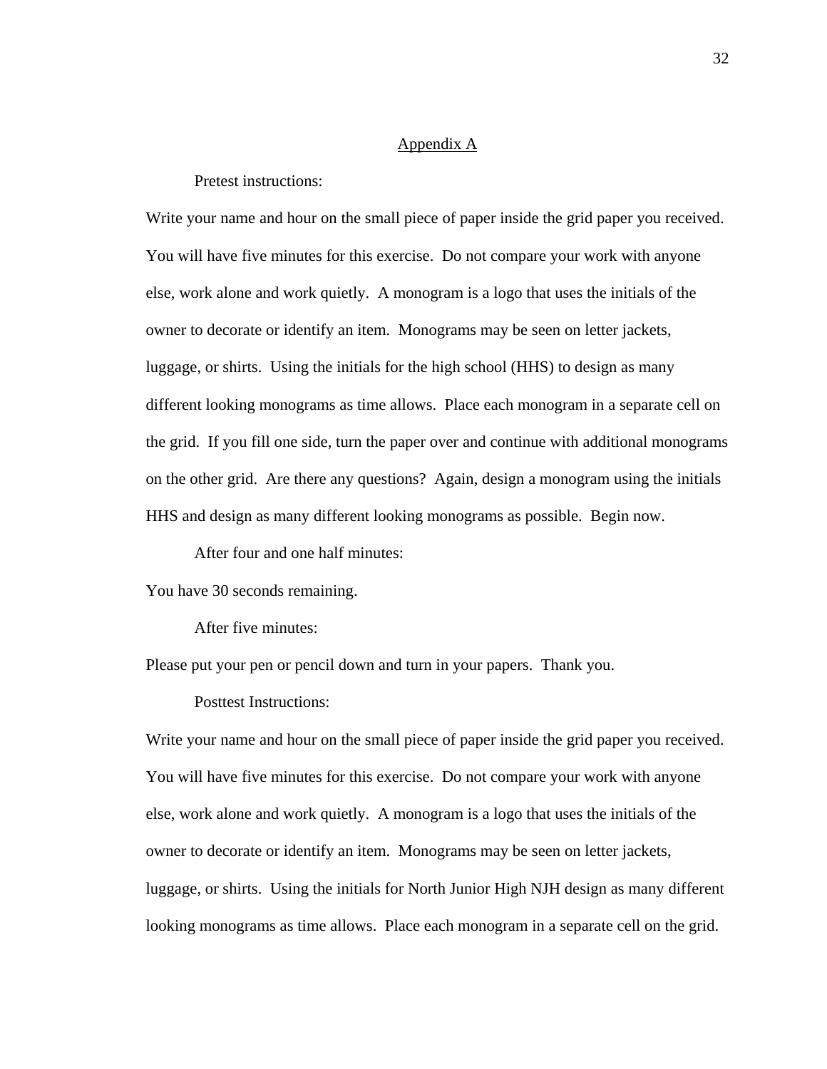## Appendix A

Pretest instructions:

Write your name and hour on the small piece of paper inside the grid paper you received. You will have five minutes for this exercise. Do not compare your work with anyone else, work alone and work quietly. A monogram is a logo that uses the initials of the owner to decorate or identify an item. Monograms may be seen on letter jackets, luggage, or shirts. Using the initials for the high school (HHS) to design as many different looking monograms as time allows. Place each monogram in a separate cell on the grid. If you fill one side, turn the paper over and continue with additional monograms on the other grid. Are there any questions? Again, design a monogram using the initials HHS and design as many different looking monograms as possible. Begin now.

After four and one half minutes:

You have 30 seconds remaining.

After five minutes:

Please put your pen or pencil down and turn in your papers. Thank you.

Posttest Instructions:

Write your name and hour on the small piece of paper inside the grid paper you received. You will have five minutes for this exercise. Do not compare your work with anyone else, work alone and work quietly. A monogram is a logo that uses the initials of the owner to decorate or identify an item. Monograms may be seen on letter jackets, luggage, or shirts. Using the initials for North Junior High NJH design as many different looking monograms as time allows. Place each monogram in a separate cell on the grid.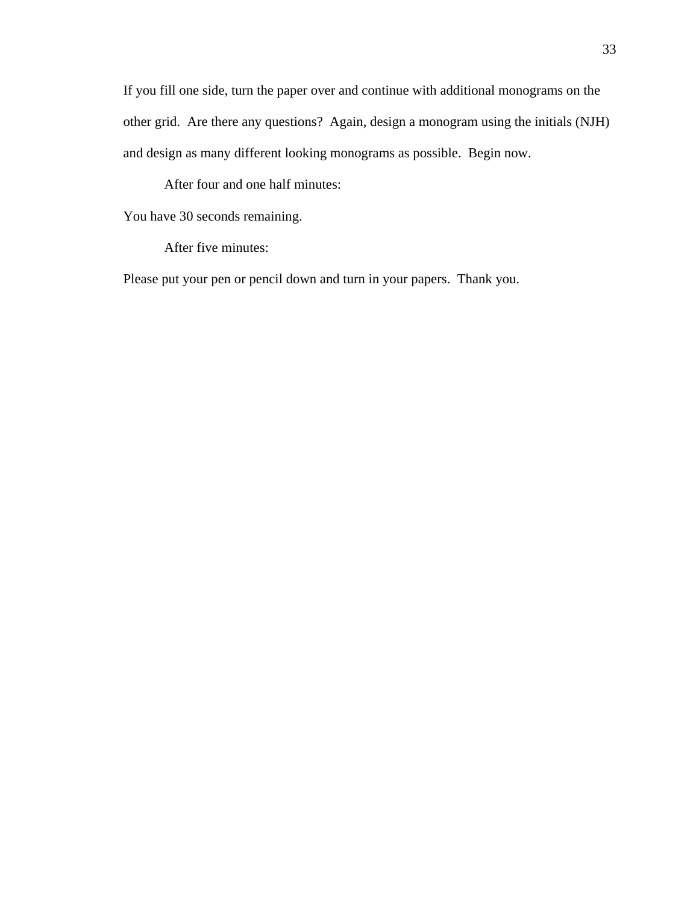If you fill one side, turn the paper over and continue with additional monograms on the other grid. Are there any questions? Again, design a monogram using the initials (NJH) and design as many different looking monograms as possible. Begin now.

After four and one half minutes:

You have 30 seconds remaining.

After five minutes:

Please put your pen or pencil down and turn in your papers. Thank you.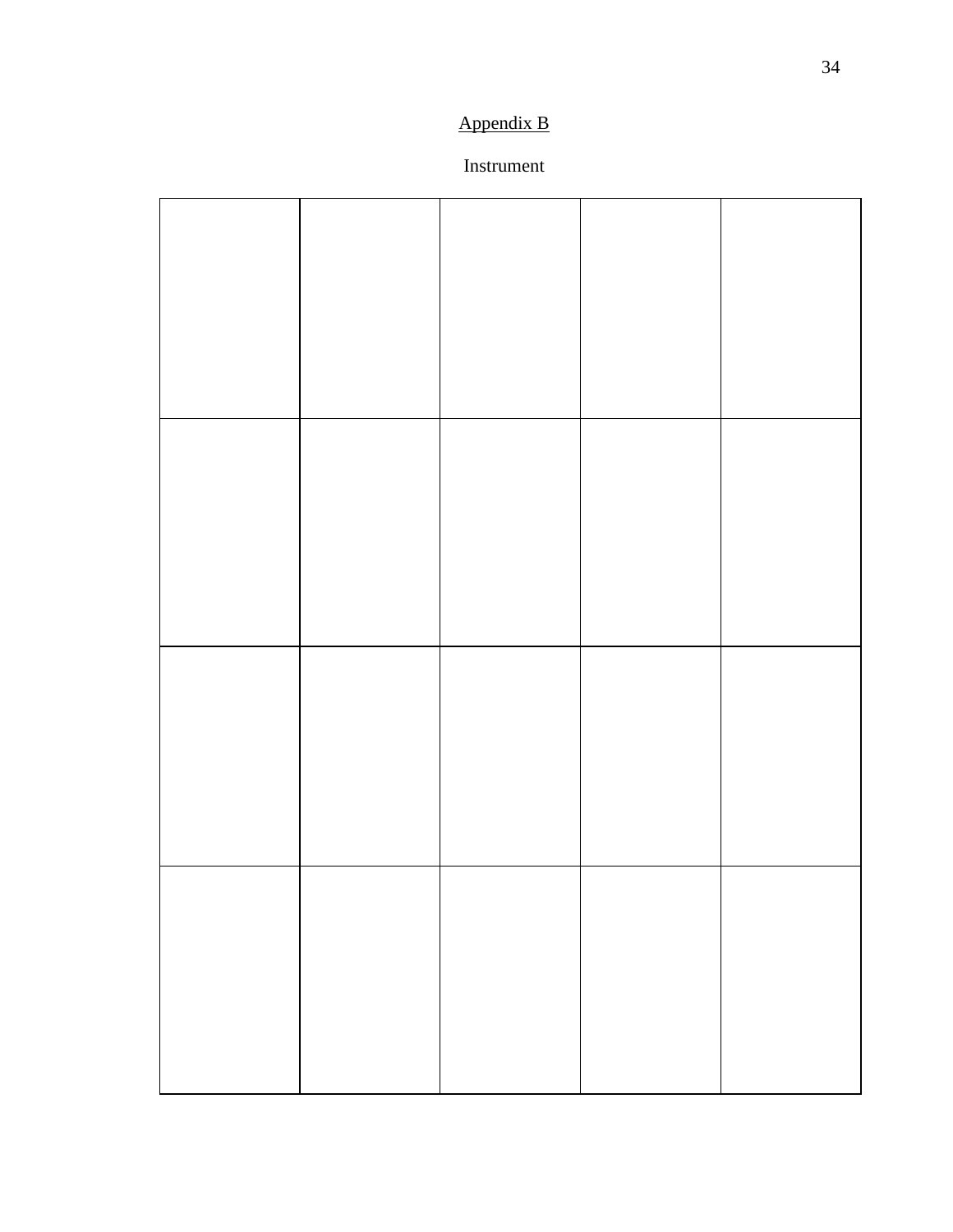## Appendix B

Instrument

| | | | | |
|---|---|---|---|---|
| | | | | |
| | | | | |
| | | | | |
| | | | | |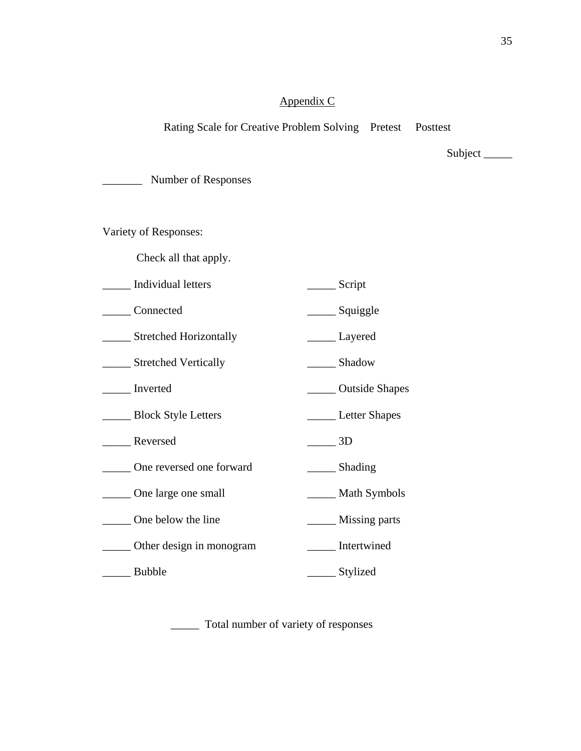Appendix C

Rating Scale for Creative Problem Solving    Pretest    Posttest

Subject _____

_______ Number of Responses

Variety of Responses:

Check all that apply.

_____ Individual letters

_____ Connected

_____ Stretched Horizontally

_____ Stretched Vertically

_____ Inverted

_____ Block Style Letters

_____ Reversed

_____ One reversed one forward

_____ One large one small

_____ One below the line

_____ Other design in monogram

_____ Bubble

_____ Script

_____ Squiggle

_____ Layered

_____ Shadow

_____ Outside Shapes

_____ Letter Shapes

_____ 3D

_____ Shading

_____ Math Symbols

_____ Missing parts

_____ Intertwined

_____ Stylized

_____ Total number of variety of responses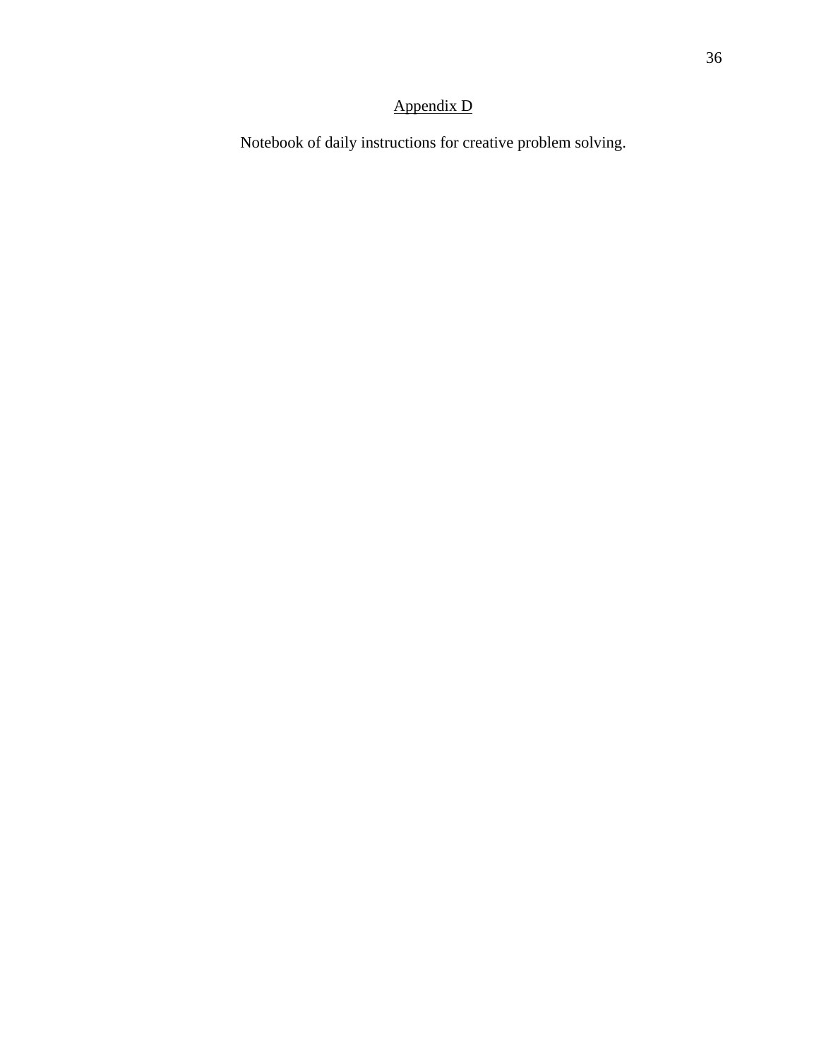## Appendix D

Notebook of daily instructions for creative problem solving.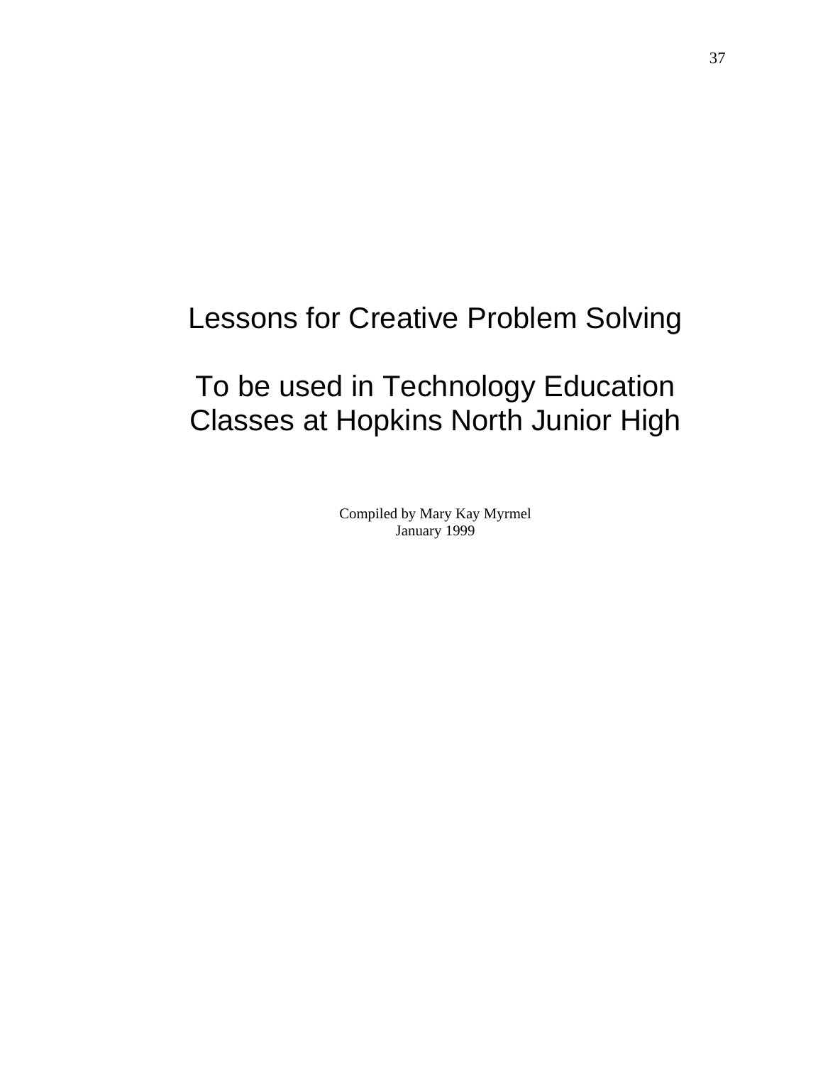# Lessons for Creative Problem Solving

## To be used in Technology Education Classes at Hopkins North Junior High

Compiled by Mary Kay Myrmel
January 1999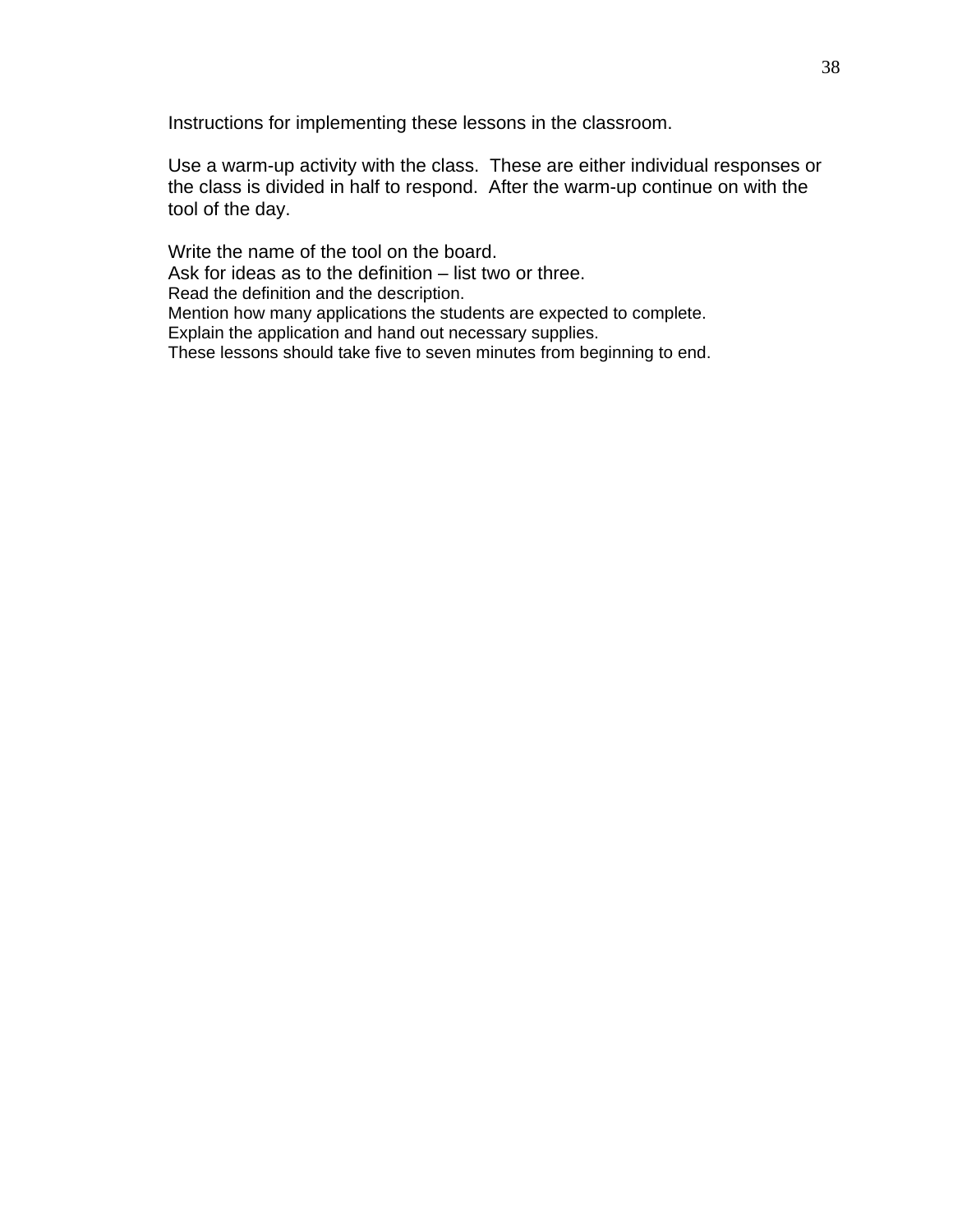Instructions for implementing these lessons in the classroom.

Use a warm-up activity with the class. These are either individual responses or the class is divided in half to respond. After the warm-up continue on with the tool of the day.

Write the name of the tool on the board.
Ask for ideas as to the definition – list two or three.
Read the definition and the description.
Mention how many applications the students are expected to complete.
Explain the application and hand out necessary supplies.
These lessons should take five to seven minutes from beginning to end.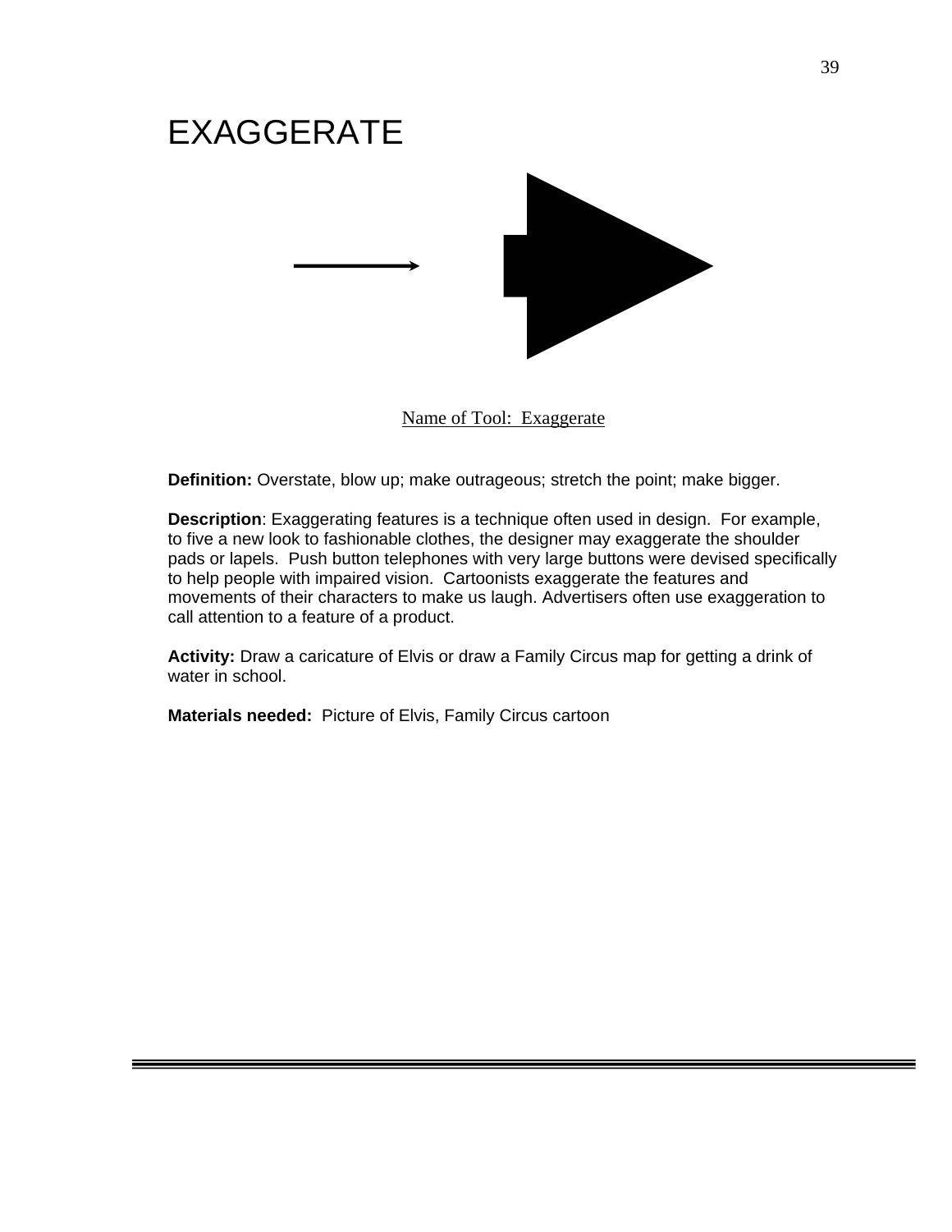# EXAGGERATE

Name of Tool: Exaggerate

**Definition:** Overstate, blow up; make outrageous; stretch the point; make bigger.

**Description**: Exaggerating features is a technique often used in design. For example, to five a new look to fashionable clothes, the designer may exaggerate the shoulder pads or lapels. Push button telephones with very large buttons were devised specifically to help people with impaired vision. Cartoonists exaggerate the features and movements of their characters to make us laugh. Advertisers often use exaggeration to call attention to a feature of a product.

**Activity:** Draw a caricature of Elvis or draw a Family Circus map for getting a drink of water in school.

**Materials needed:** Picture of Elvis, Family Circus cartoon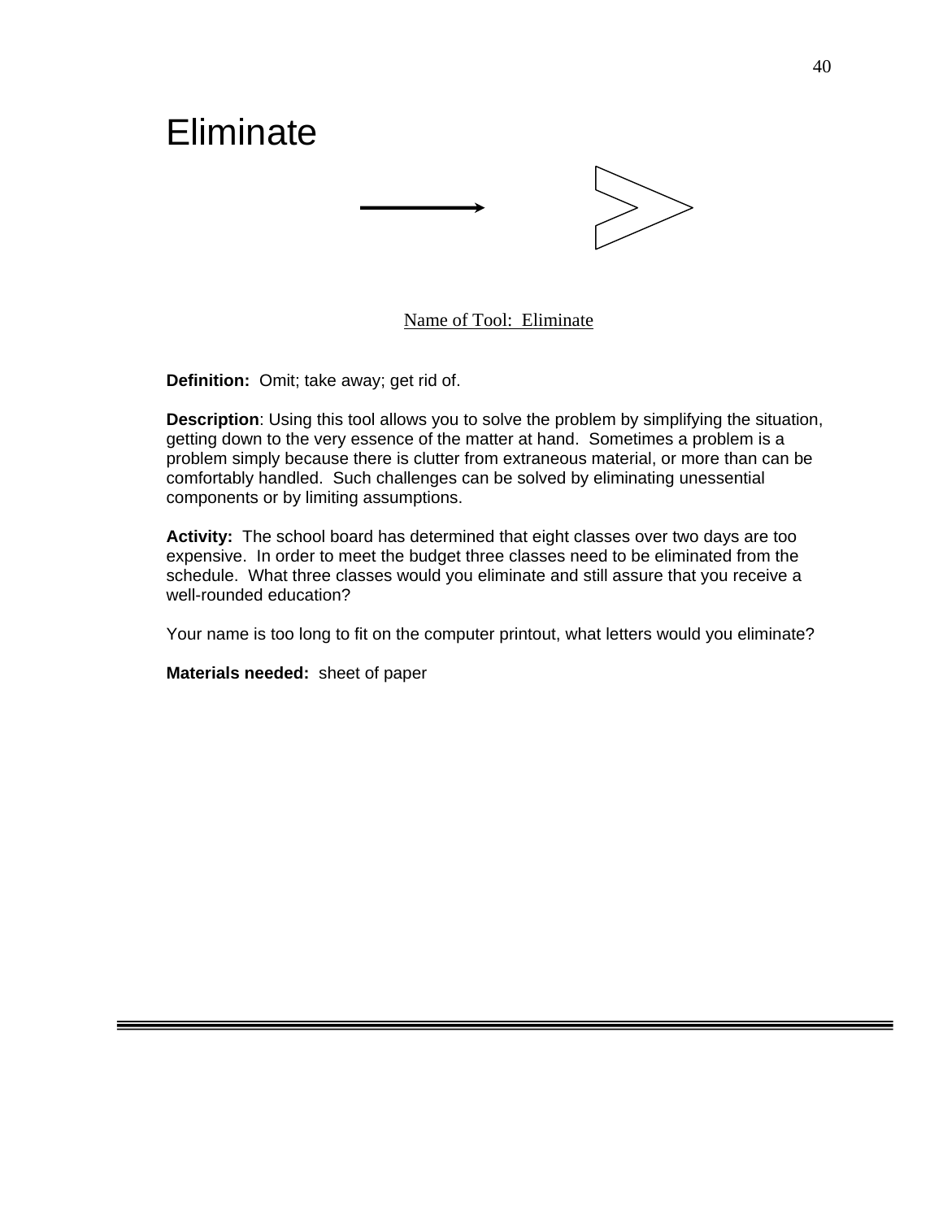# Eliminate

Name of Tool: Eliminate

**Definition:** Omit; take away; get rid of.

**Description**: Using this tool allows you to solve the problem by simplifying the situation, getting down to the very essence of the matter at hand. Sometimes a problem is a problem simply because there is clutter from extraneous material, or more than can be comfortably handled. Such challenges can be solved by eliminating unessential components or by limiting assumptions.

**Activity:** The school board has determined that eight classes over two days are too expensive. In order to meet the budget three classes need to be eliminated from the schedule. What three classes would you eliminate and still assure that you receive a well-rounded education?

Your name is too long to fit on the computer printout, what letters would you eliminate?

**Materials needed:** sheet of paper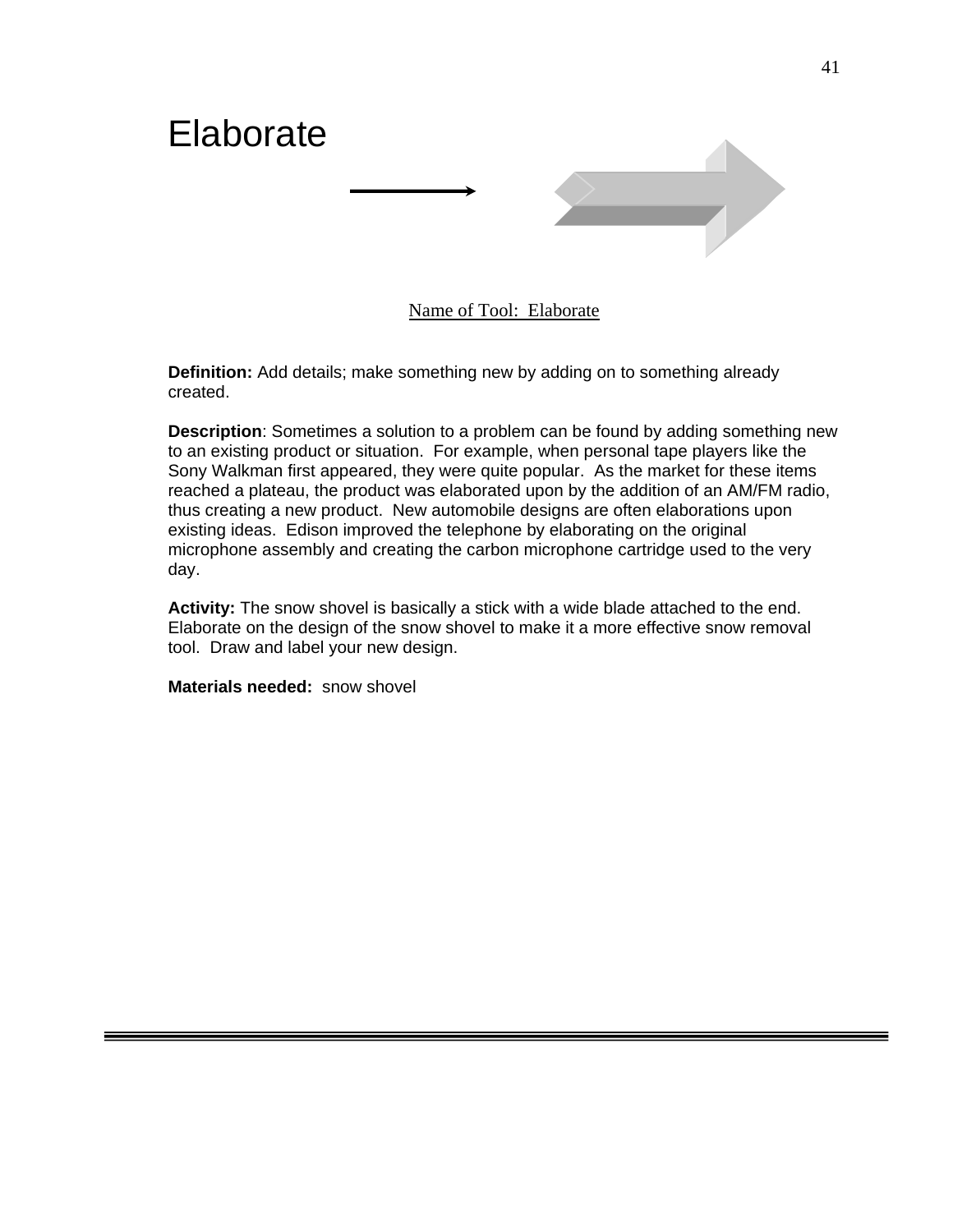# Elaborate

Name of Tool: Elaborate

**Definition:** Add details; make something new by adding on to something already created.

**Description**: Sometimes a solution to a problem can be found by adding something new to an existing product or situation. For example, when personal tape players like the Sony Walkman first appeared, they were quite popular. As the market for these items reached a plateau, the product was elaborated upon by the addition of an AM/FM radio, thus creating a new product. New automobile designs are often elaborations upon existing ideas. Edison improved the telephone by elaborating on the original microphone assembly and creating the carbon microphone cartridge used to the very day.

**Activity:** The snow shovel is basically a stick with a wide blade attached to the end. Elaborate on the design of the snow shovel to make it a more effective snow removal tool. Draw and label your new design.

**Materials needed:** snow shovel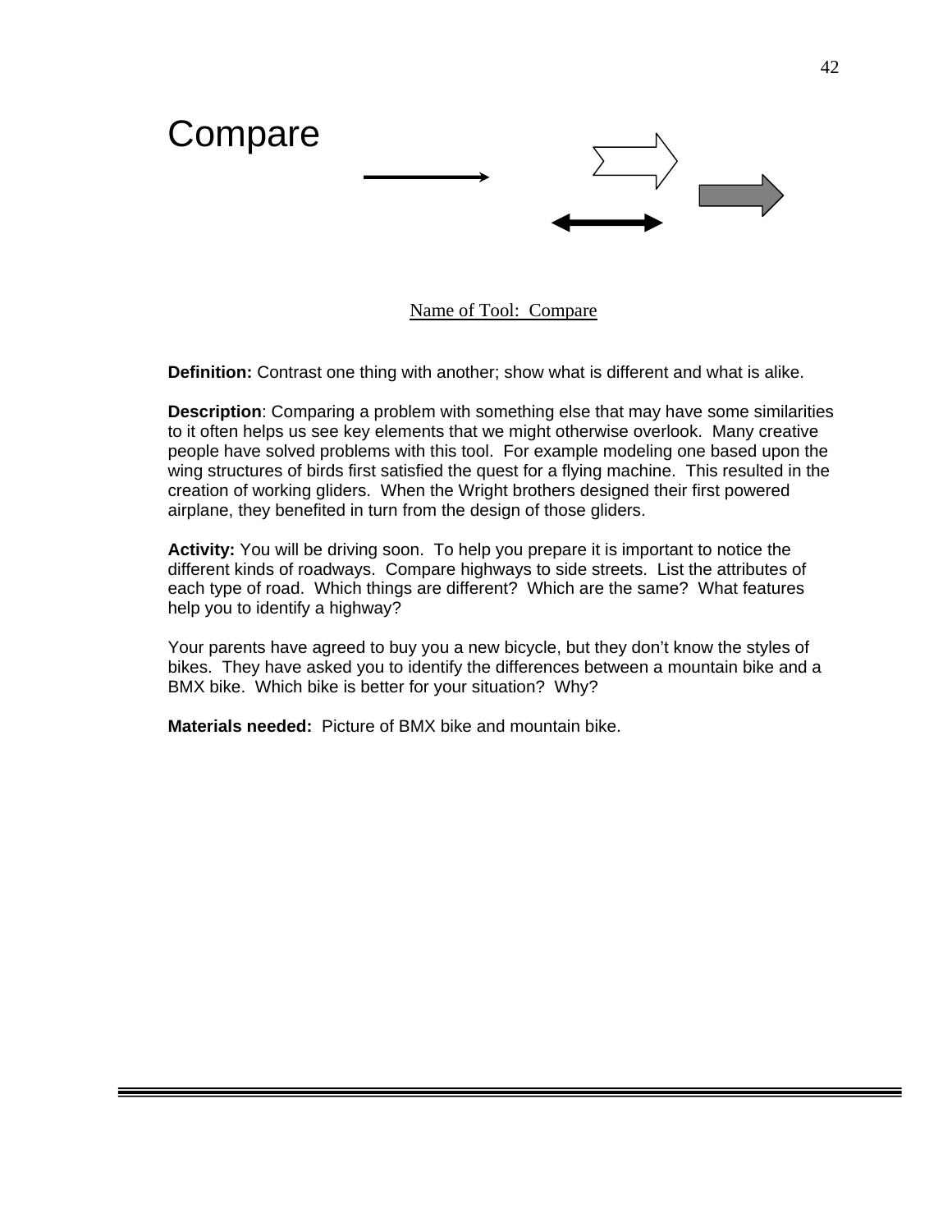# Compare

Name of Tool: Compare

**Definition:** Contrast one thing with another; show what is different and what is alike.

**Description**: Comparing a problem with something else that may have some similarities to it often helps us see key elements that we might otherwise overlook. Many creative people have solved problems with this tool. For example modeling one based upon the wing structures of birds first satisfied the quest for a flying machine. This resulted in the creation of working gliders. When the Wright brothers designed their first powered airplane, they benefited in turn from the design of those gliders.

**Activity:** You will be driving soon. To help you prepare it is important to notice the different kinds of roadways. Compare highways to side streets. List the attributes of each type of road. Which things are different? Which are the same? What features help you to identify a highway?

Your parents have agreed to buy you a new bicycle, but they don't know the styles of bikes. They have asked you to identify the differences between a mountain bike and a BMX bike. Which bike is better for your situation? Why?

**Materials needed:** Picture of BMX bike and mountain bike.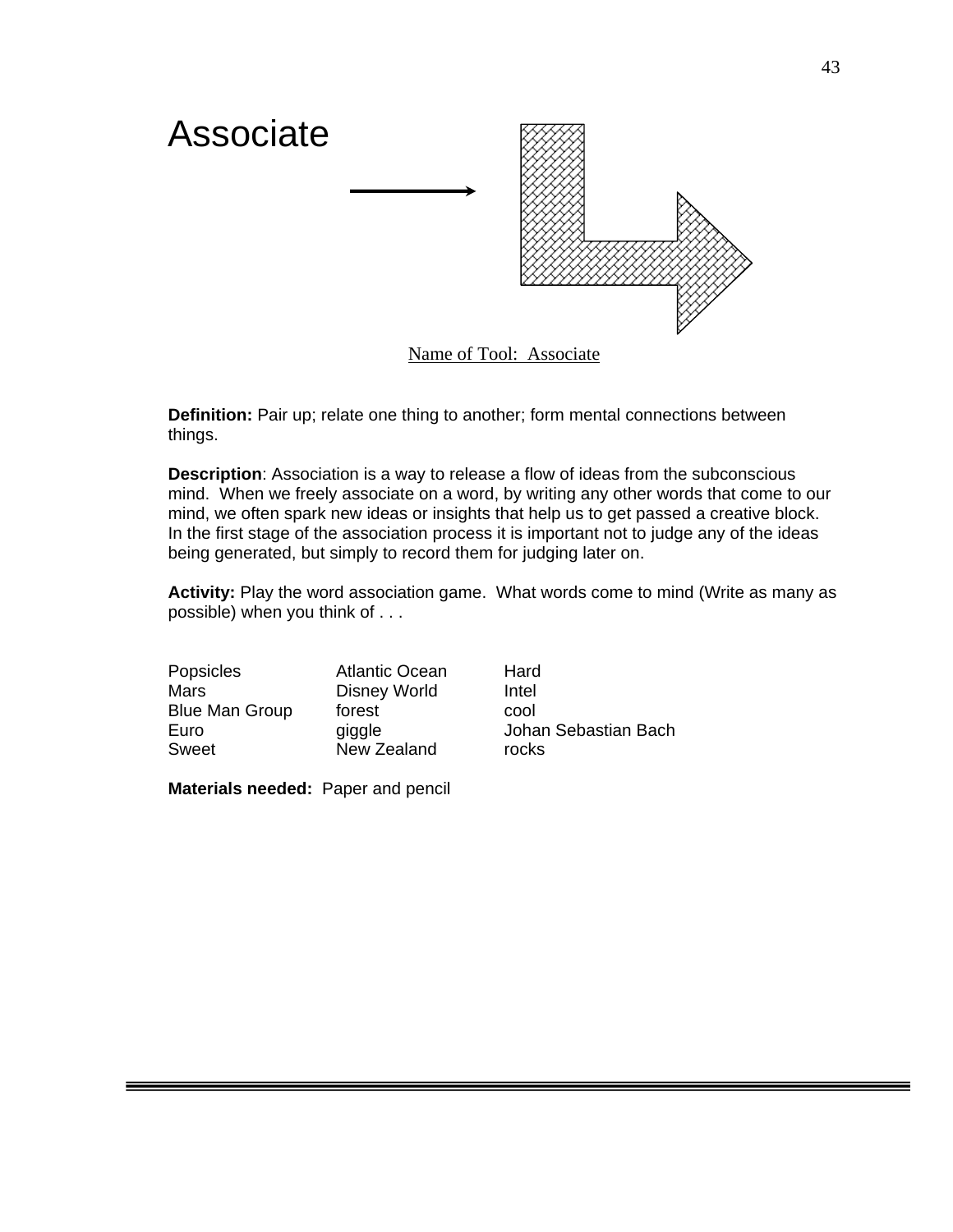# Associate

Name of Tool: Associate

**Definition:** Pair up; relate one thing to another; form mental connections between things.

**Description**: Association is a way to release a flow of ideas from the subconscious mind. When we freely associate on a word, by writing any other words that come to our mind, we often spark new ideas or insights that help us to get passed a creative block. In the first stage of the association process it is important not to judge any of the ideas being generated, but simply to record them for judging later on.

**Activity:** Play the word association game. What words come to mind (Write as many as possible) when you think of . . .

| | | |
|---|---|---|
| Popsicles | Atlantic Ocean | Hard |
| Mars | Disney World | Intel |
| Blue Man Group | forest | cool |
| Euro | giggle | Johan Sebastian Bach |
| Sweet | New Zealand | rocks |

**Materials needed:** Paper and pencil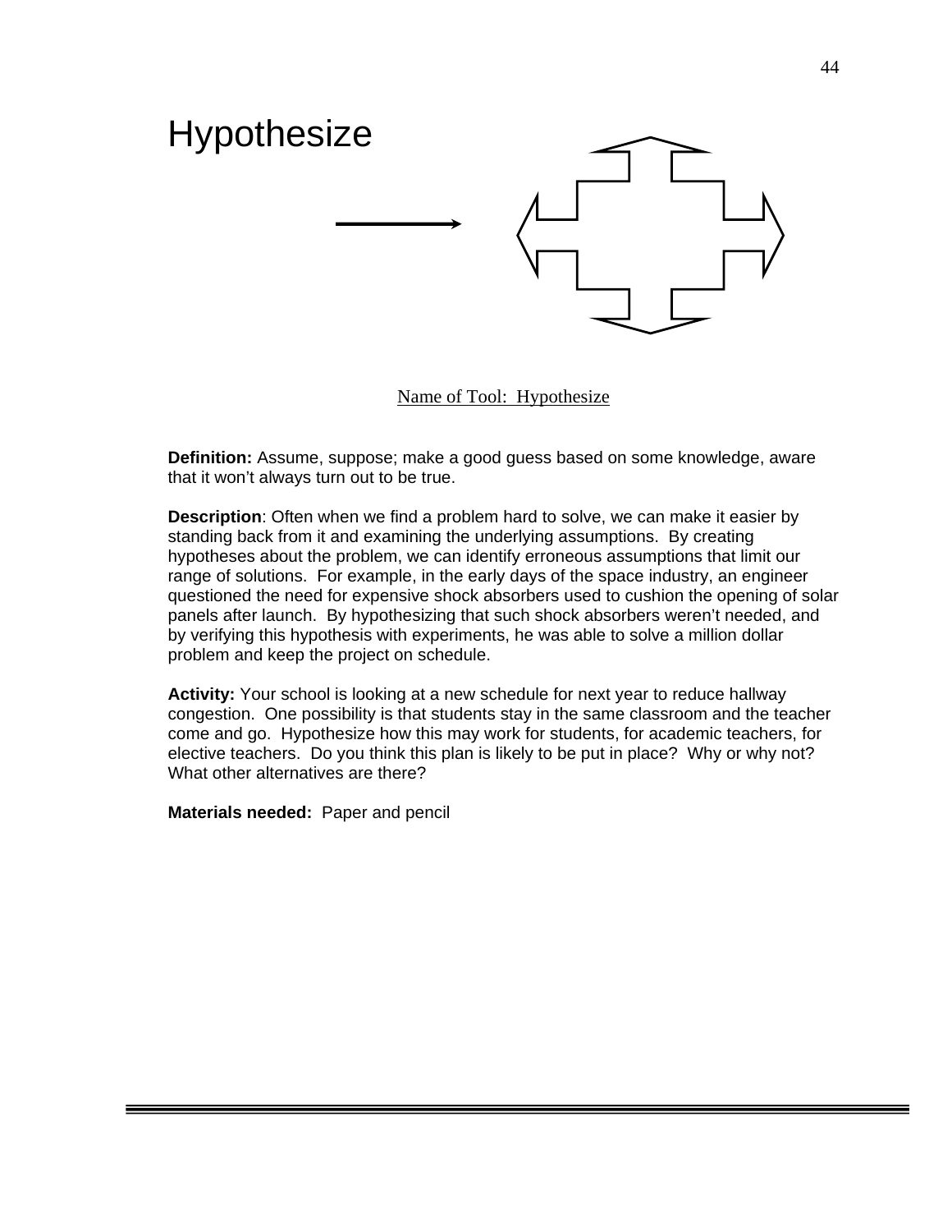# Hypothesize

Name of Tool: Hypothesize

**Definition:** Assume, suppose; make a good guess based on some knowledge, aware that it won't always turn out to be true.

**Description**: Often when we find a problem hard to solve, we can make it easier by standing back from it and examining the underlying assumptions. By creating hypotheses about the problem, we can identify erroneous assumptions that limit our range of solutions. For example, in the early days of the space industry, an engineer questioned the need for expensive shock absorbers used to cushion the opening of solar panels after launch. By hypothesizing that such shock absorbers weren't needed, and by verifying this hypothesis with experiments, he was able to solve a million dollar problem and keep the project on schedule.

**Activity:** Your school is looking at a new schedule for next year to reduce hallway congestion. One possibility is that students stay in the same classroom and the teacher come and go. Hypothesize how this may work for students, for academic teachers, for elective teachers. Do you think this plan is likely to be put in place? Why or why not? What other alternatives are there?

**Materials needed:** Paper and pencil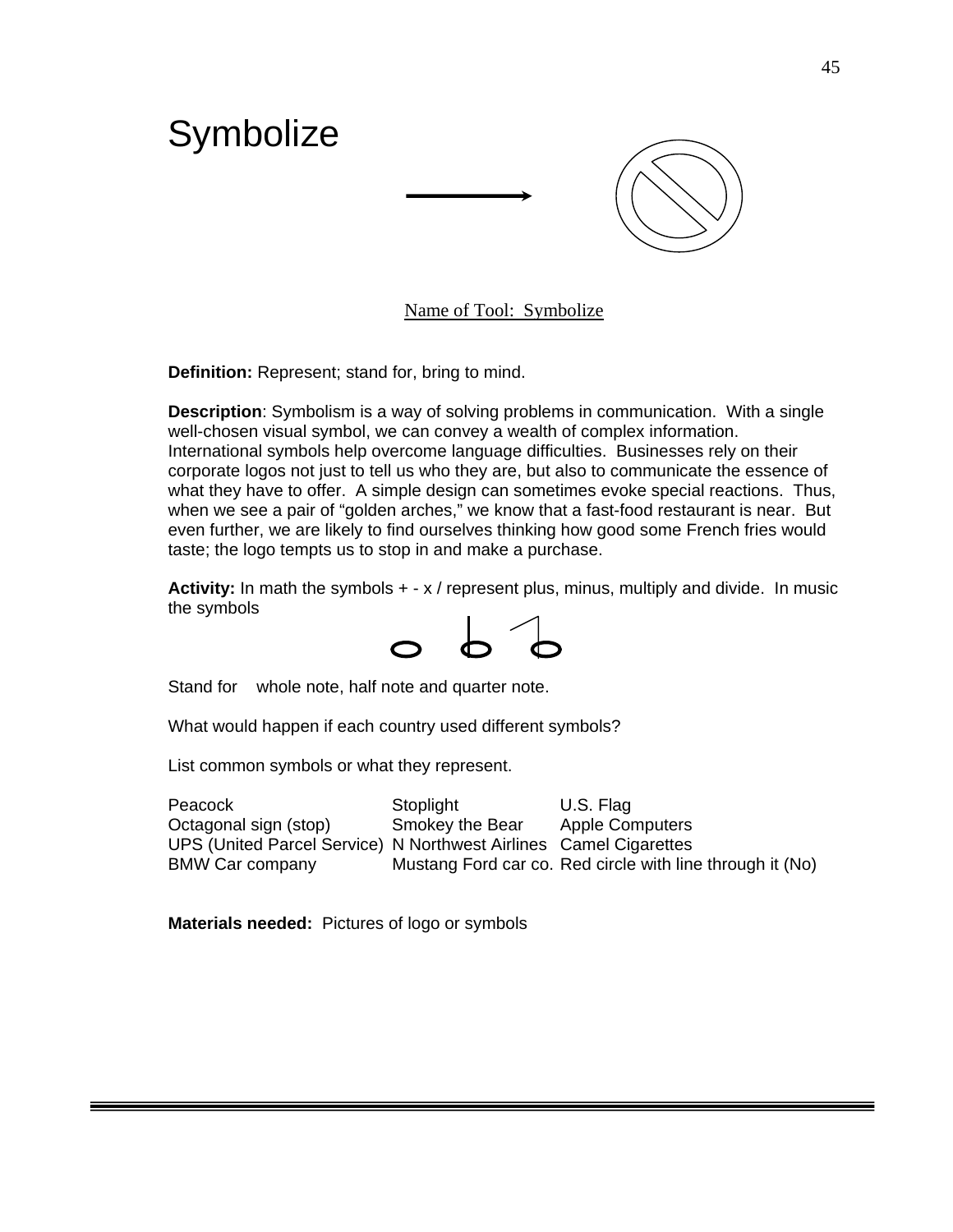# Symbolize

Name of Tool: Symbolize

**Definition:** Represent; stand for, bring to mind.

**Description**: Symbolism is a way of solving problems in communication. With a single well-chosen visual symbol, we can convey a wealth of complex information. International symbols help overcome language difficulties. Businesses rely on their corporate logos not just to tell us who they are, but also to communicate the essence of what they have to offer. A simple design can sometimes evoke special reactions. Thus, when we see a pair of "golden arches," we know that a fast-food restaurant is near. But even further, we are likely to find ourselves thinking how good some French fries would taste; the logo tempts us to stop in and make a purchase.

**Activity:** In math the symbols + - x / represent plus, minus, multiply and divide. In music the symbols

Stand for whole note, half note and quarter note.

What would happen if each country used different symbols?

List common symbols or what they represent.

| | | |
|---|---|---|
| Peacock | Stoplight | U.S. Flag |
| Octagonal sign (stop) | Smokey the Bear | Apple Computers |
| UPS (United Parcel Service) | N Northwest Airlines | Camel Cigarettes |
| BMW Car company | Mustang Ford car co. | Red circle with line through it (No) |

**Materials needed:** Pictures of logo or symbols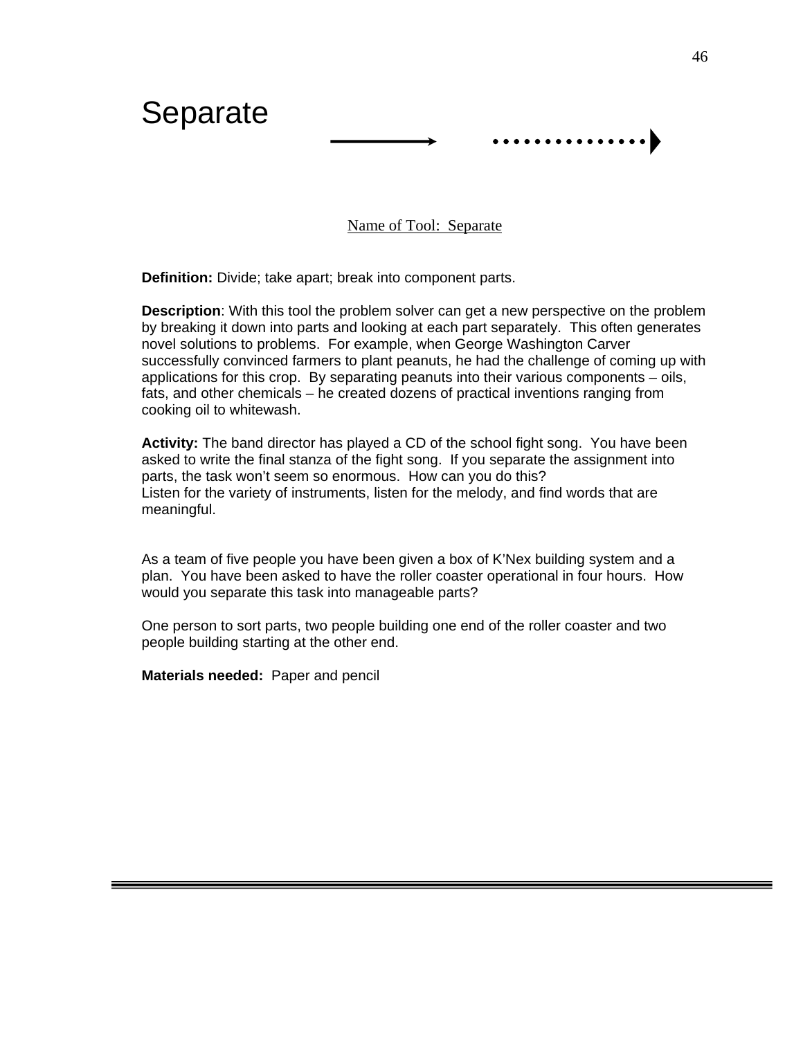# Separate

Name of Tool: Separate

**Definition:** Divide; take apart; break into component parts.

**Description**: With this tool the problem solver can get a new perspective on the problem by breaking it down into parts and looking at each part separately. This often generates novel solutions to problems. For example, when George Washington Carver successfully convinced farmers to plant peanuts, he had the challenge of coming up with applications for this crop. By separating peanuts into their various components – oils, fats, and other chemicals – he created dozens of practical inventions ranging from cooking oil to whitewash.

**Activity:** The band director has played a CD of the school fight song. You have been asked to write the final stanza of the fight song. If you separate the assignment into parts, the task won't seem so enormous. How can you do this?
Listen for the variety of instruments, listen for the melody, and find words that are meaningful.

As a team of five people you have been given a box of K'Nex building system and a plan. You have been asked to have the roller coaster operational in four hours. How would you separate this task into manageable parts?

One person to sort parts, two people building one end of the roller coaster and two people building starting at the other end.

**Materials needed:** Paper and pencil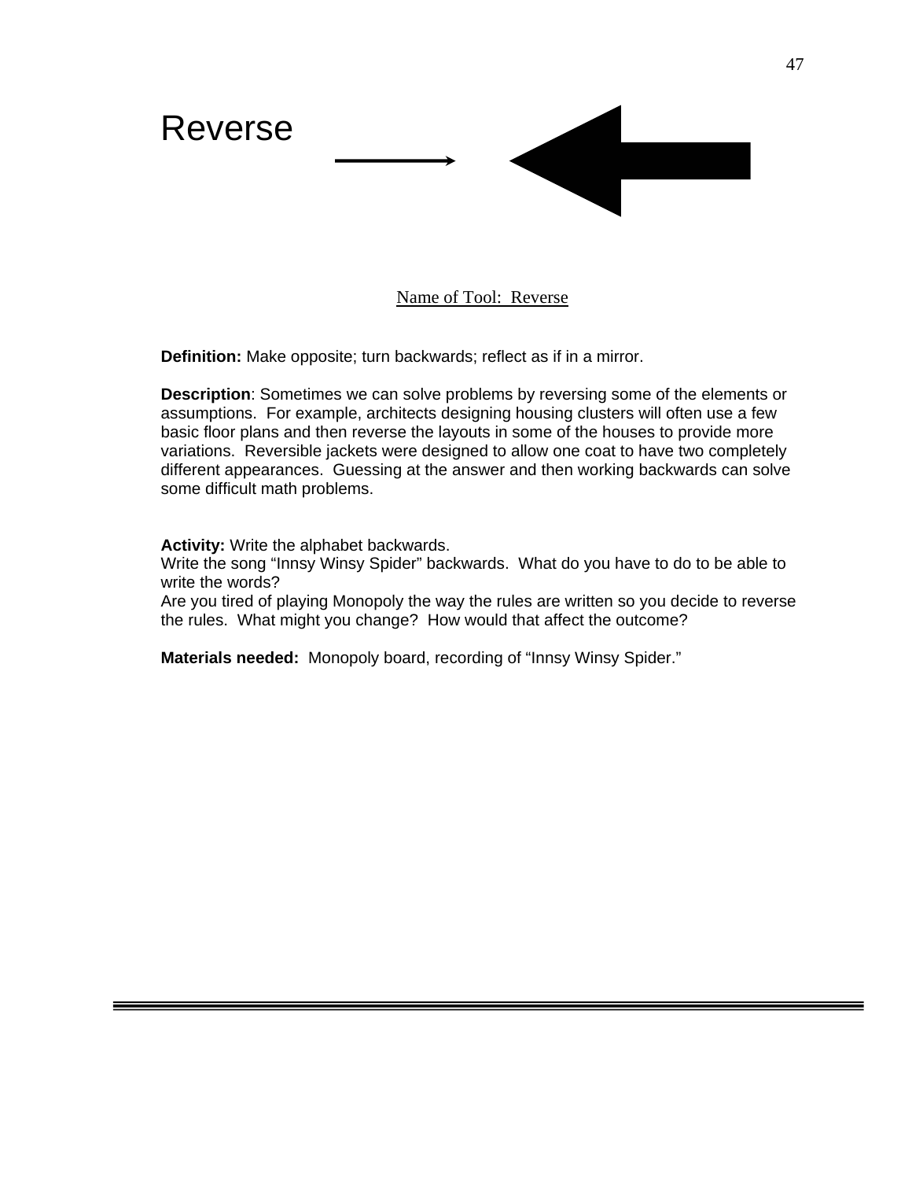# Reverse

Name of Tool: Reverse

**Definition:** Make opposite; turn backwards; reflect as if in a mirror.

**Description**: Sometimes we can solve problems by reversing some of the elements or assumptions. For example, architects designing housing clusters will often use a few basic floor plans and then reverse the layouts in some of the houses to provide more variations. Reversible jackets were designed to allow one coat to have two completely different appearances. Guessing at the answer and then working backwards can solve some difficult math problems.

**Activity:** Write the alphabet backwards.
Write the song "Innsy Winsy Spider" backwards. What do you have to do to be able to write the words?
Are you tired of playing Monopoly the way the rules are written so you decide to reverse the rules. What might you change? How would that affect the outcome?

**Materials needed:** Monopoly board, recording of "Innsy Winsy Spider."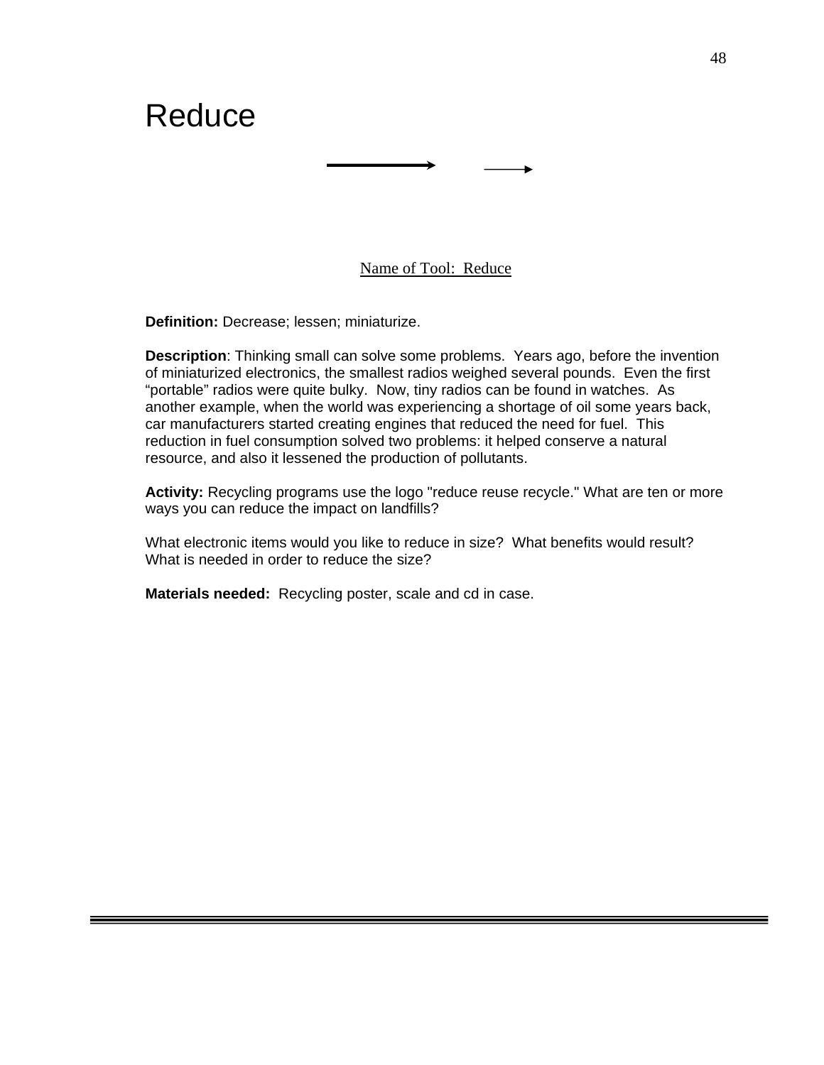# Reduce

Name of Tool: Reduce

**Definition:** Decrease; lessen; miniaturize.

**Description**: Thinking small can solve some problems. Years ago, before the invention of miniaturized electronics, the smallest radios weighed several pounds. Even the first "portable" radios were quite bulky. Now, tiny radios can be found in watches. As another example, when the world was experiencing a shortage of oil some years back, car manufacturers started creating engines that reduced the need for fuel. This reduction in fuel consumption solved two problems: it helped conserve a natural resource, and also it lessened the production of pollutants.

**Activity:** Recycling programs use the logo "reduce reuse recycle." What are ten or more ways you can reduce the impact on landfills?

What electronic items would you like to reduce in size? What benefits would result? What is needed in order to reduce the size?

**Materials needed:** Recycling poster, scale and cd in case.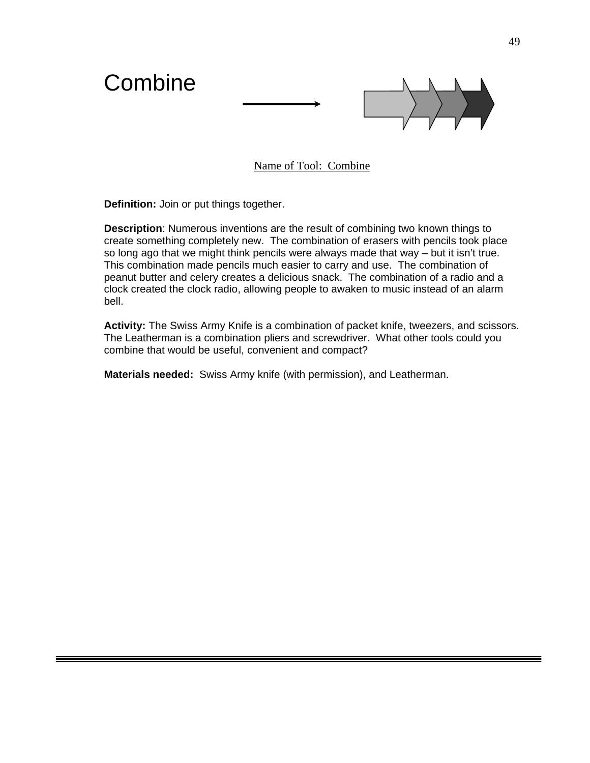# Combine

Name of Tool: Combine

**Definition:** Join or put things together.

**Description**: Numerous inventions are the result of combining two known things to create something completely new. The combination of erasers with pencils took place so long ago that we might think pencils were always made that way – but it isn't true. This combination made pencils much easier to carry and use. The combination of peanut butter and celery creates a delicious snack. The combination of a radio and a clock created the clock radio, allowing people to awaken to music instead of an alarm bell.

**Activity:** The Swiss Army Knife is a combination of packet knife, tweezers, and scissors. The Leatherman is a combination pliers and screwdriver. What other tools could you combine that would be useful, convenient and compact?

**Materials needed:** Swiss Army knife (with permission), and Leatherman.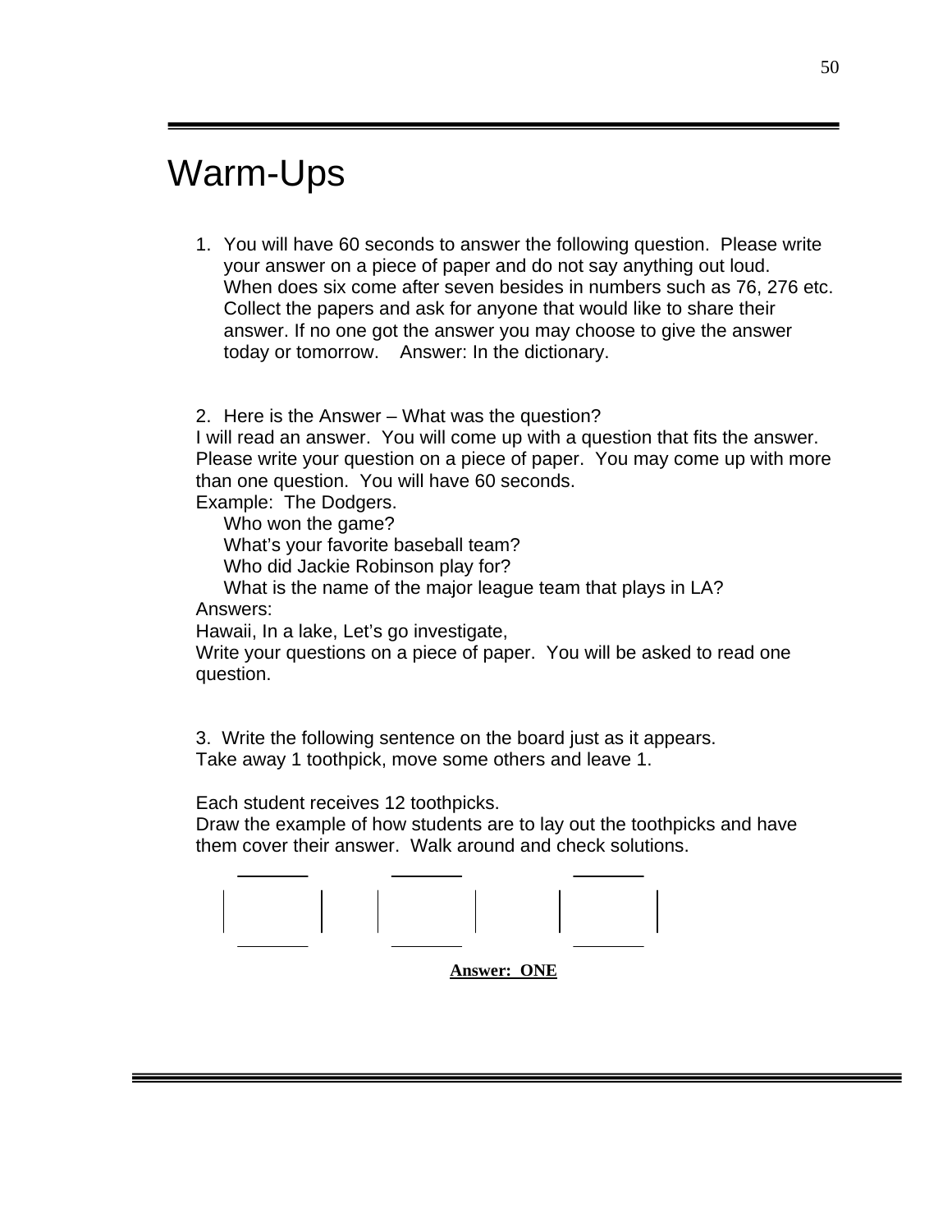# Warm-Ups

1. You will have 60 seconds to answer the following question. Please write your answer on a piece of paper and do not say anything out loud. When does six come after seven besides in numbers such as 76, 276 etc. Collect the papers and ask for anyone that would like to share their answer. If no one got the answer you may choose to give the answer today or tomorrow. Answer: In the dictionary.

2. Here is the Answer – What was the question?
I will read an answer. You will come up with a question that fits the answer. Please write your question on a piece of paper. You may come up with more than one question. You will have 60 seconds.
Example: The Dodgers.
   Who won the game?
   What's your favorite baseball team?
   Who did Jackie Robinson play for?
   What is the name of the major league team that plays in LA?
Answers:
Hawaii, In a lake, Let's go investigate,
Write your questions on a piece of paper. You will be asked to read one question.

3. Write the following sentence on the board just as it appears.
Take away 1 toothpick, move some others and leave 1.

Each student receives 12 toothpicks.
Draw the example of how students are to lay out the toothpicks and have them cover their answer. Walk around and check solutions.

**Answer: ONE**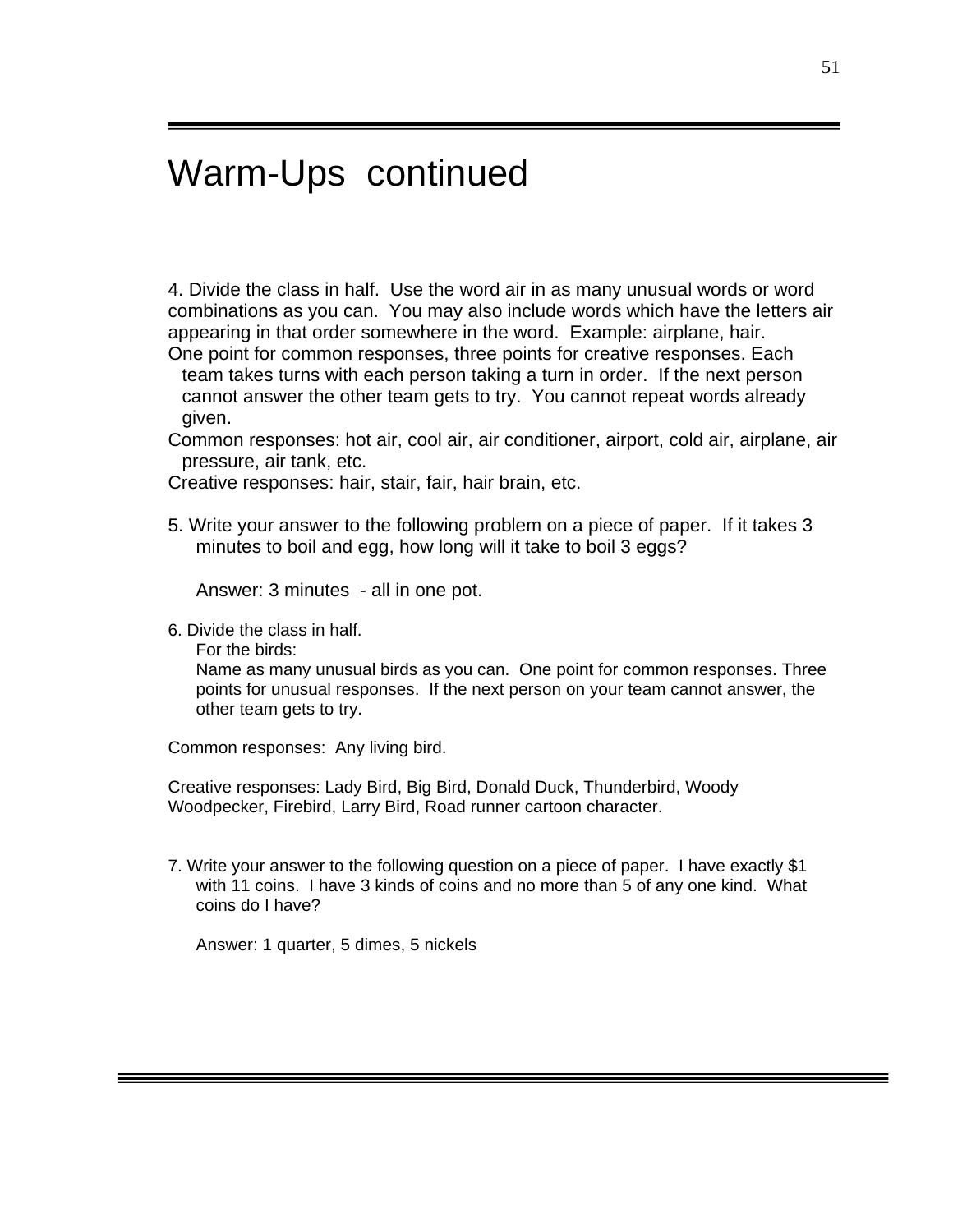# Warm-Ups continued

4. Divide the class in half. Use the word air in as many unusual words or word combinations as you can. You may also include words which have the letters air appearing in that order somewhere in the word. Example: airplane, hair.

One point for common responses, three points for creative responses. Each team takes turns with each person taking a turn in order. If the next person cannot answer the other team gets to try. You cannot repeat words already given.

Common responses: hot air, cool air, air conditioner, airport, cold air, airplane, air pressure, air tank, etc.

Creative responses: hair, stair, fair, hair brain, etc.

5. Write your answer to the following problem on a piece of paper. If it takes 3 minutes to boil and egg, how long will it take to boil 3 eggs?

   Answer: 3 minutes - all in one pot.

6. Divide the class in half.

   For the birds:

   Name as many unusual birds as you can. One point for common responses. Three points for unusual responses. If the next person on your team cannot answer, the other team gets to try.

Common responses: Any living bird.

Creative responses: Lady Bird, Big Bird, Donald Duck, Thunderbird, Woody Woodpecker, Firebird, Larry Bird, Road runner cartoon character.

7. Write your answer to the following question on a piece of paper. I have exactly $1 with 11 coins. I have 3 kinds of coins and no more than 5 of any one kind. What coins do I have?

   Answer: 1 quarter, 5 dimes, 5 nickels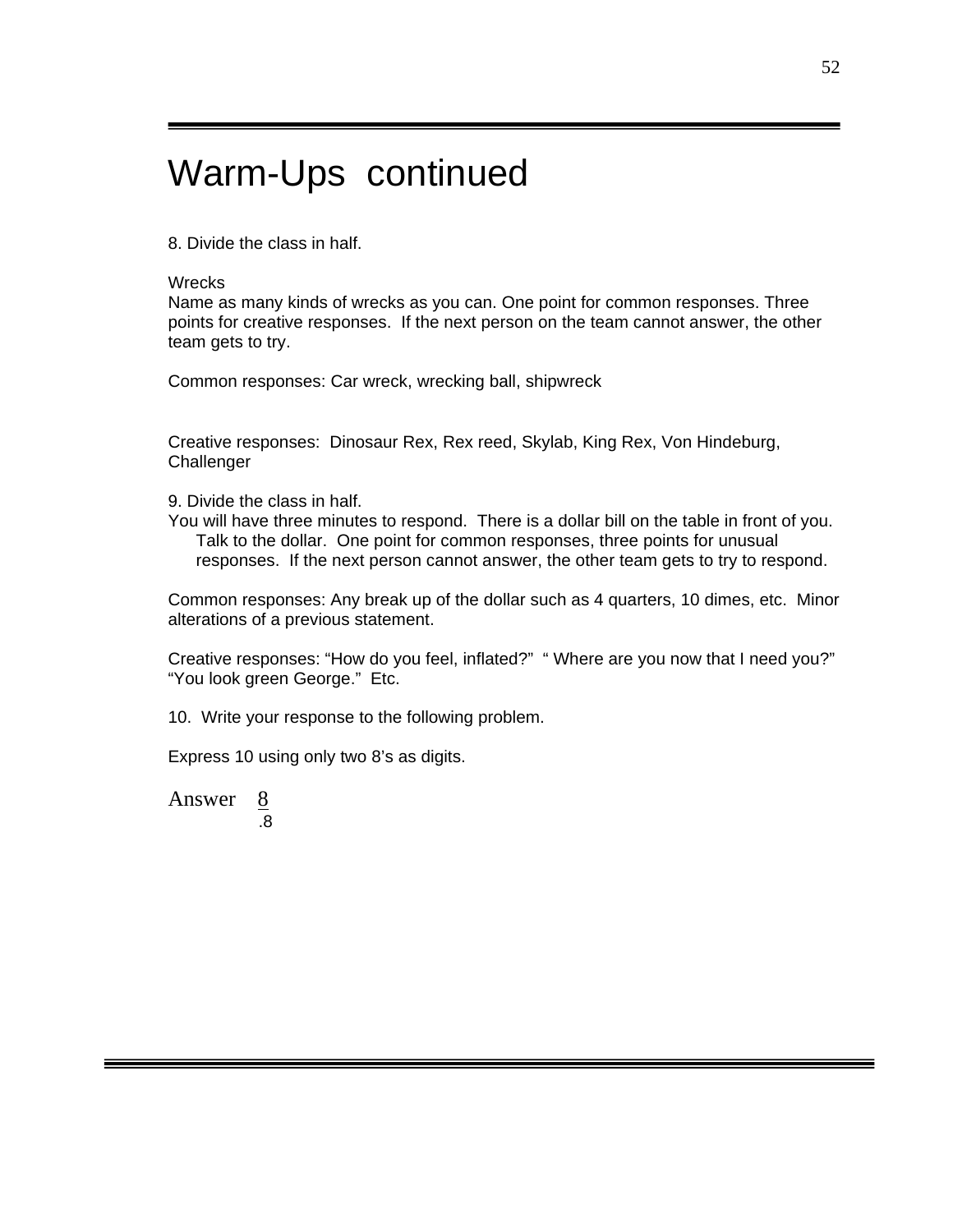# Warm-Ups continued

8. Divide the class in half.

Wrecks
Name as many kinds of wrecks as you can. One point for common responses. Three points for creative responses. If the next person on the team cannot answer, the other team gets to try.

Common responses: Car wreck, wrecking ball, shipwreck

Creative responses: Dinosaur Rex, Rex reed, Skylab, King Rex, Von Hindeburg, Challenger

9. Divide the class in half.
You will have three minutes to respond. There is a dollar bill on the table in front of you. Talk to the dollar. One point for common responses, three points for unusual responses. If the next person cannot answer, the other team gets to try to respond.

Common responses: Any break up of the dollar such as 4 quarters, 10 dimes, etc. Minor alterations of a previous statement.

Creative responses: “How do you feel, inflated?” “ Where are you now that I need you?” “You look green George.” Etc.

10. Write your response to the following problem.

Express 10 using only two 8's as digits.

Answer $\frac{8}{.8}$